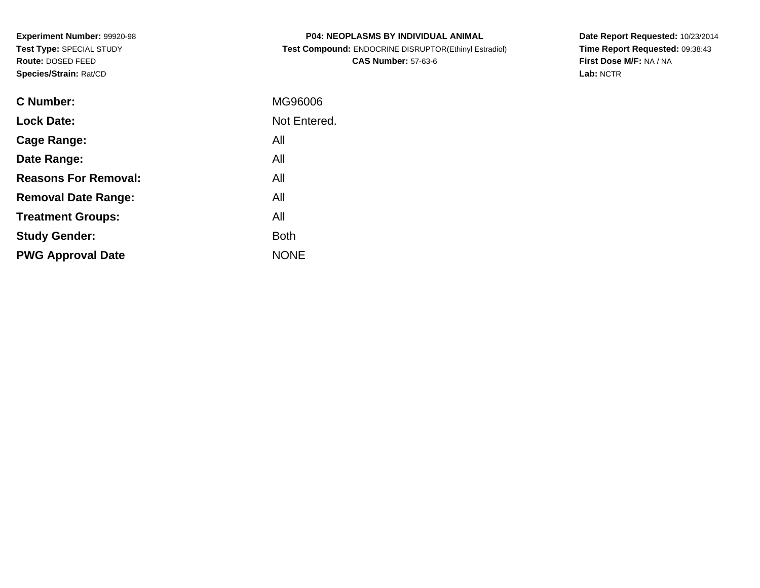**Experiment Number:** 99920-98
**Test Type:** SPECIAL STUDY
**Route:** DOSED FEED
**Species/Strain:** Rat/CD

**P04: NEOPLASMS BY INDIVIDUAL ANIMAL**
**Test Compound:** ENDOCRINE DISRUPTOR(Ethinyl Estradiol)
**CAS Number:** 57-63-6

**Date Report Requested:** 10/23/2014
**Time Report Requested:** 09:38:43
**First Dose M/F:** NA / NA
**Lab:** NCTR

| | |
|---|---|
| **C Number:** | MG96006 |
| **Lock Date:** | Not Entered. |
| **Cage Range:** | All |
| **Date Range:** | All |
| **Reasons For Removal:** | All |
| **Removal Date Range:** | All |
| **Treatment Groups:** | All |
| **Study Gender:** | Both |
| **PWG Approval Date** | NONE |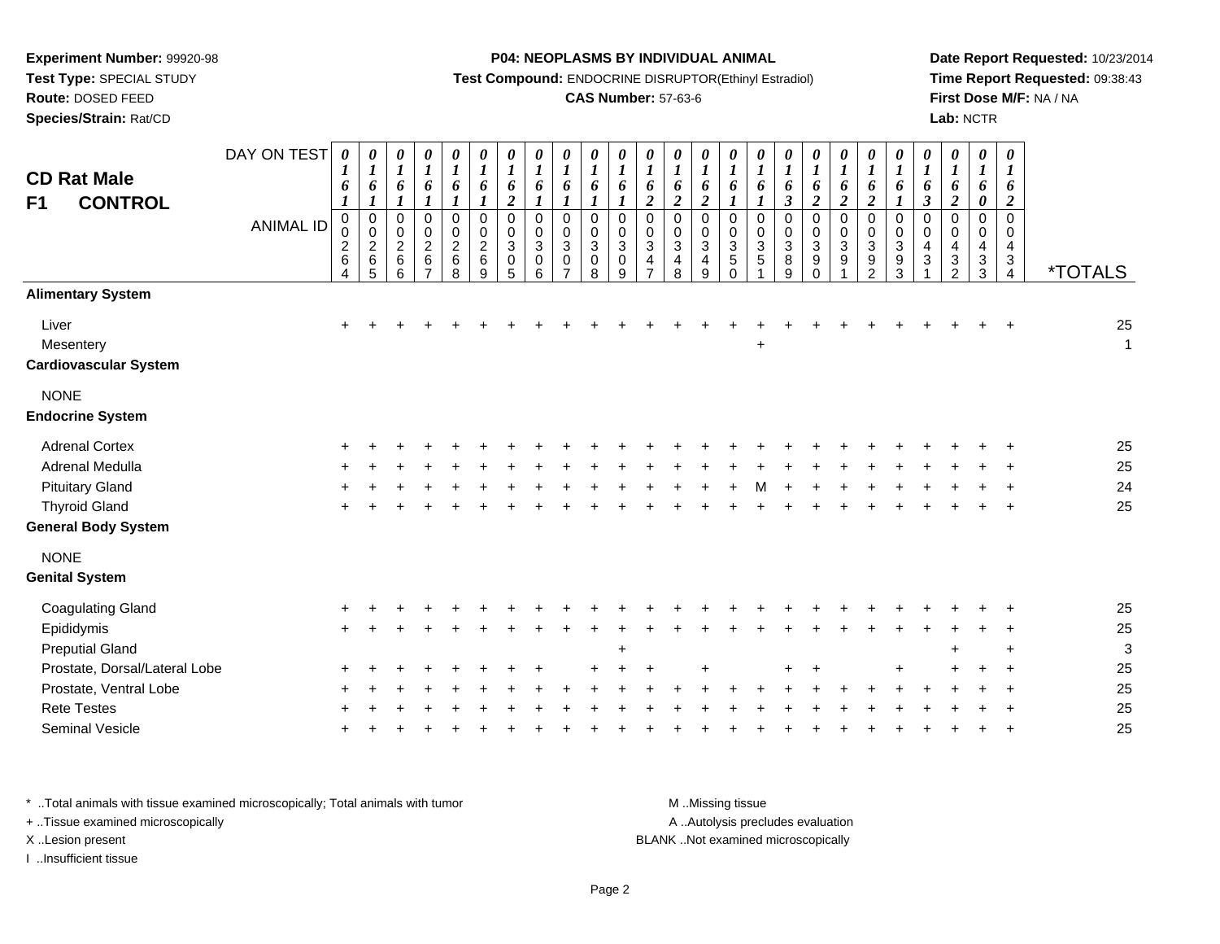**Experiment Number:** 99920-98
**Test Type:** SPECIAL STUDY
**Route:** DOSED FEED
**Species/Strain:** Rat/CD

**P04: NEOPLASMS BY INDIVIDUAL ANIMAL**
**Test Compound:** ENDOCRINE DISRUPTOR(Ethinyl Estradiol)
**CAS Number:** 57-63-6

**Date Report Requested:** 10/23/2014
**Time Report Requested:** 09:38:43
**First Dose M/F:** NA / NA
**Lab:** NCTR

## CD Rat Male
## F1 CONTROL

| DAY ON TEST | 0161 | 0161 | 0161 | 0161 | 0161 | 0161 | 0162 | 0161 | 0161 | 0161 | 0161 | 0162 | 0162 | 0162 | 0161 | 0161 | 0163 | 0162 | 0162 | 0162 | 0161 | 0163 | 0162 | 0160 | 0162 | |
|---|---|---|---|---|---|---|---|---|---|---|---|---|---|---|---|---|---|---|---|---|---|---|---|---|---|---|
| **ANIMAL ID** | 00264 | 00265 | 00266 | 00267 | 00268 | 00269 | 00305 | 00306 | 00307 | 00308 | 00309 | 00347 | 00348 | 00349 | 00350 | 00351 | 00389 | 00390 | 00391 | 00392 | 00393 | 00431 | 00432 | 00433 | 00434 | ***TOTALS** |
| **Alimentary System** | | | | | | | | | | | | | | | | | | | | | | | | | | |
| Liver | + | + | + | + | + | + | + | + | + | + | + | + | + | + | + | + | + | + | + | + | + | + | + | + | + | 25 |
| Mesentery | | | | | | | | | | | | | | | | + | | | | | | | | | | 1 |
| **Cardiovascular System** | | | | | | | | | | | | | | | | | | | | | | | | | | |
| NONE | | | | | | | | | | | | | | | | | | | | | | | | | | |
| **Endocrine System** | | | | | | | | | | | | | | | | | | | | | | | | | | |
| Adrenal Cortex | + | + | + | + | + | + | + | + | + | + | + | + | + | + | + | + | + | + | + | + | + | + | + | + | + | 25 |
| Adrenal Medulla | + | + | + | + | + | + | + | + | + | + | + | + | + | + | + | + | + | + | + | + | + | + | + | + | + | 25 |
| Pituitary Gland | + | + | + | + | + | + | + | + | + | + | + | + | + | + | + | M | + | + | + | + | + | + | + | + | + | 24 |
| Thyroid Gland | + | + | + | + | + | + | + | + | + | + | + | + | + | + | + | + | + | + | + | + | + | + | + | + | + | 25 |
| **General Body System** | | | | | | | | | | | | | | | | | | | | | | | | | | |
| NONE | | | | | | | | | | | | | | | | | | | | | | | | | | |
| **Genital System** | | | | | | | | | | | | | | | | | | | | | | | | | | |
| Coagulating Gland | + | + | + | + | + | + | + | + | + | + | + | + | + | + | + | + | + | + | + | + | + | + | + | + | + | 25 |
| Epididymis | + | + | + | + | + | + | + | + | + | + | + | + | + | + | + | + | + | + | + | + | + | + | + | + | + | 25 |
| Preputial Gland | | | | | | | | | | | + | | | | | | | | | | | | + | | + | 3 |
| Prostate, Dorsal/Lateral Lobe | + | + | + | + | + | + | + | + | | + | + | + | | + | | | + | + | | | + | | + | + | + | 25 |
| Prostate, Ventral Lobe | + | + | + | + | + | + | + | + | + | + | + | + | + | + | + | + | + | + | + | + | + | + | + | + | + | 25 |
| Rete Testes | + | + | + | + | + | + | + | + | + | + | + | + | + | + | + | + | + | + | + | + | + | + | + | + | + | 25 |
| Seminal Vesicle | + | + | + | + | + | + | + | + | + | + | + | + | + | + | + | + | + | + | + | + | + | + | + | + | + | 25 |

\* ..Total animals with tissue examined microscopically; Total animals with tumor
\+ ..Tissue examined microscopically
X ..Lesion present
I ..Insufficient tissue

M ..Missing tissue
A ..Autolysis precludes evaluation
BLANK ..Not examined microscopically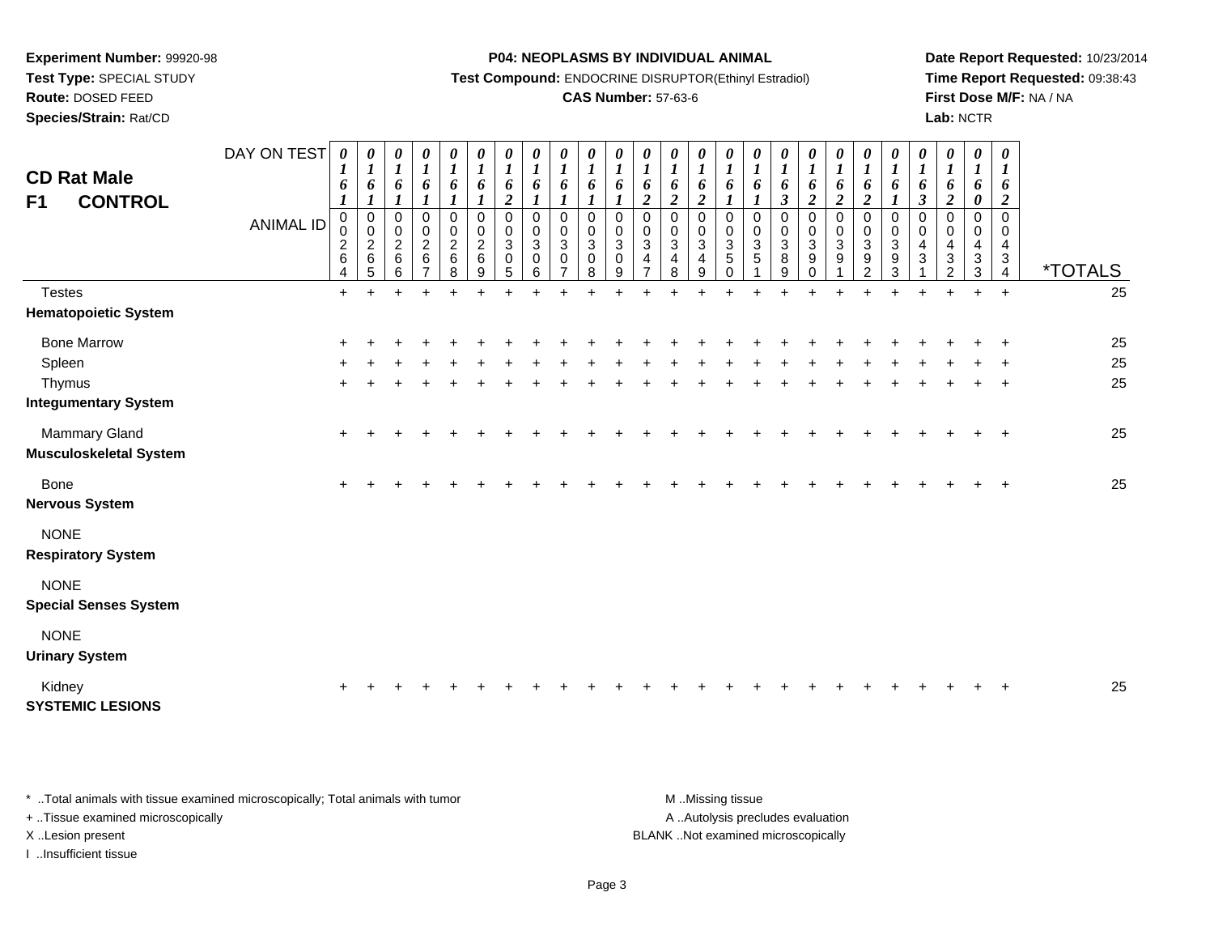**Experiment Number:** 99920-98
**Test Type:** SPECIAL STUDY
**Route:** DOSED FEED
**Species/Strain:** Rat/CD

**P04: NEOPLASMS BY INDIVIDUAL ANIMAL**
**Test Compound:** ENDOCRINE DISRUPTOR(Ethinyl Estradiol)
**CAS Number:** 57-63-6

**Date Report Requested:** 10/23/2014
**Time Report Requested:** 09:38:43
**First Dose M/F:** NA / NA
**Lab:** NCTR

## CD Rat Male
## F1 CONTROL

| DAY ON TEST | 0161 | 0161 | 0161 | 0161 | 0161 | 0161 | 0162 | 0161 | 0161 | 0161 | 0161 | 0162 | 0162 | 0162 | 0161 | 0161 | 0163 | 0162 | 0162 | 0162 | 0161 | 0163 | 0162 | 0160 | 0162 | |
|---|---|---|---|---|---|---|---|---|---|---|---|---|---|---|---|---|---|---|---|---|---|---|---|---|---|---|
| **ANIMAL ID** | 00264 | 00265 | 00266 | 00267 | 00268 | 00269 | 00305 | 00306 | 00307 | 00308 | 00309 | 00347 | 00348 | 00349 | 00350 | 00351 | 00389 | 00390 | 00391 | 00392 | 00393 | 00431 | 00432 | 00433 | 00434 | ***TOTALS** |
| Testes | + | + | + | + | + | + | + | + | + | + | + | + | + | + | + | + | + | + | + | + | + | + | + | + | + | 25 |
| **Hematopoietic System** | | | | | | | | | | | | | | | | | | | | | | | | | | |
| Bone Marrow | + | + | + | + | + | + | + | + | + | + | + | + | + | + | + | + | + | + | + | + | + | + | + | + | + | 25 |
| Spleen | + | + | + | + | + | + | + | + | + | + | + | + | + | + | + | + | + | + | + | + | + | + | + | + | + | 25 |
| Thymus | + | + | + | + | + | + | + | + | + | + | + | + | + | + | + | + | + | + | + | + | + | + | + | + | + | 25 |
| **Integumentary System** | | | | | | | | | | | | | | | | | | | | | | | | | | |
| Mammary Gland | + | + | + | + | + | + | + | + | + | + | + | + | + | + | + | + | + | + | + | + | + | + | + | + | + | 25 |
| **Musculoskeletal System** | | | | | | | | | | | | | | | | | | | | | | | | | | |
| Bone | + | + | + | + | + | + | + | + | + | + | + | + | + | + | + | + | + | + | + | + | + | + | + | + | + | 25 |
| **Nervous System** | | | | | | | | | | | | | | | | | | | | | | | | | | |
| NONE | | | | | | | | | | | | | | | | | | | | | | | | | | |
| **Respiratory System** | | | | | | | | | | | | | | | | | | | | | | | | | | |
| NONE | | | | | | | | | | | | | | | | | | | | | | | | | | |
| **Special Senses System** | | | | | | | | | | | | | | | | | | | | | | | | | | |
| NONE | | | | | | | | | | | | | | | | | | | | | | | | | | |
| **Urinary System** | | | | | | | | | | | | | | | | | | | | | | | | | | |
| Kidney | + | + | + | + | + | + | + | + | + | + | + | + | + | + | + | + | + | + | + | + | + | + | + | + | + | 25 |
| **SYSTEMIC LESIONS** | | | | | | | | | | | | | | | | | | | | | | | | | | |

\* ..Total animals with tissue examined microscopically; Total animals with tumor
+ ..Tissue examined microscopically
X ..Lesion present
I ..Insufficient tissue

M ..Missing tissue
A ..Autolysis precludes evaluation
BLANK ..Not examined microscopically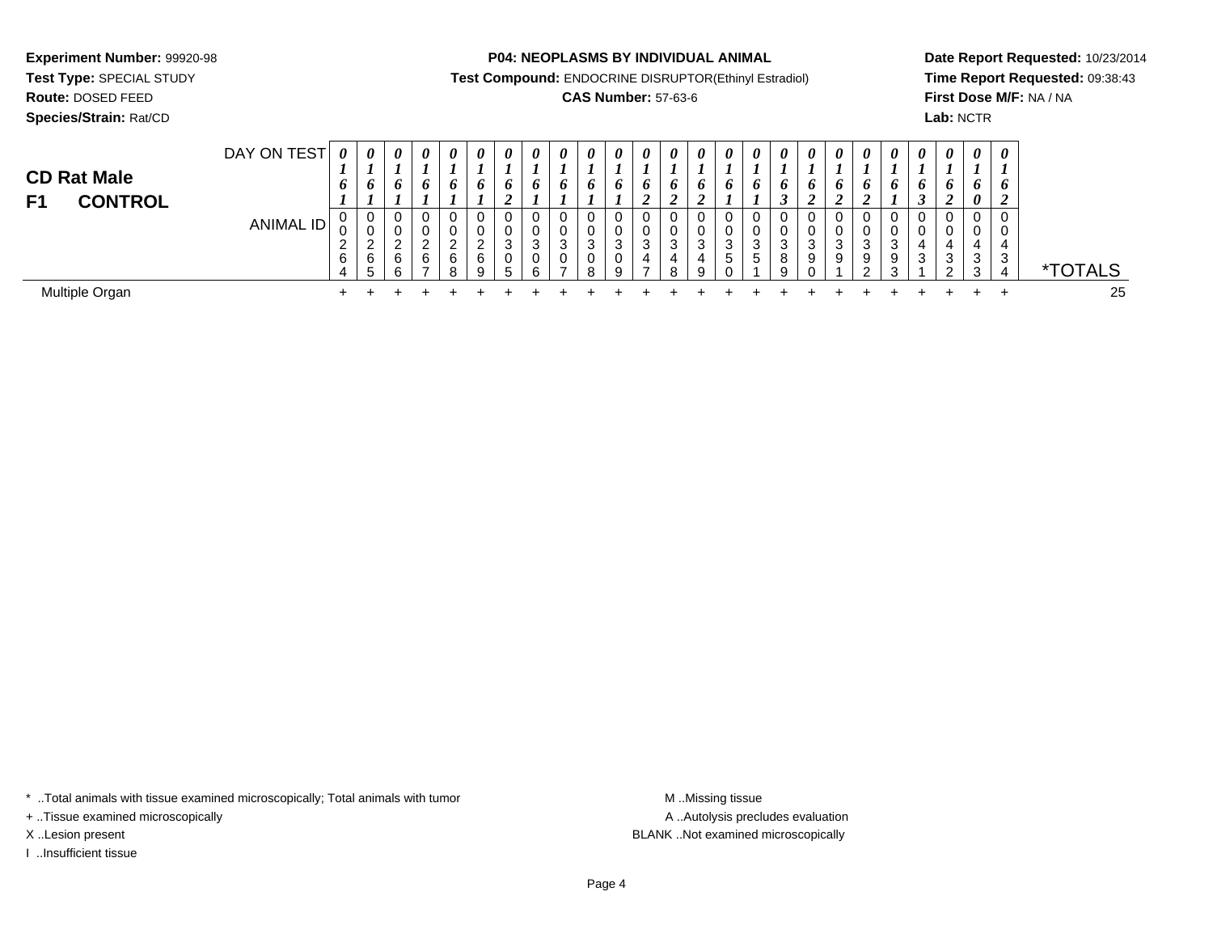**Experiment Number:** 99920-98
**Test Type:** SPECIAL STUDY
**Route:** DOSED FEED
**Species/Strain:** Rat/CD

**P04: NEOPLASMS BY INDIVIDUAL ANIMAL**
**Test Compound:** ENDOCRINE DISRUPTOR(Ethinyl Estradiol)
**CAS Number:** 57-63-6

**Date Report Requested:** 10/23/2014
**Time Report Requested:** 09:38:43
**First Dose M/F:** NA / NA
**Lab:** NCTR

## CD Rat Male
## F1 CONTROL

| DAY ON TEST | 0161 | 0161 | 0161 | 0161 | 0161 | 0161 | 0162 | 0161 | 0161 | 0161 | 0161 | 0162 | 0162 | 0162 | 0161 | 0161 | 0163 | 0162 | 0162 | 0162 | 0161 | 0163 | 0162 | 0160 | 0162 | |
|---|---|---|---|---|---|---|---|---|---|---|---|---|---|---|---|---|---|---|---|---|---|---|---|---|---|---|
| **ANIMAL ID** | 00264 | 00265 | 00266 | 00267 | 00268 | 00269 | 00305 | 00306 | 00307 | 00308 | 00309 | 00347 | 00348 | 00349 | 00350 | 00351 | 00389 | 00390 | 00391 | 00392 | 00393 | 00431 | 00432 | 00433 | 00434 | ***TOTALS** |
| Multiple Organ | + | + | + | + | + | + | + | + | + | + | + | + | + | + | + | + | + | + | + | + | + | + | + | + | + | 25 |

* ..Total animals with tissue examined microscopically; Total animals with tumor
+ ..Tissue examined microscopically
X ..Lesion present
I ..Insufficient tissue

M ..Missing tissue
A ..Autolysis precludes evaluation
BLANK ..Not examined microscopically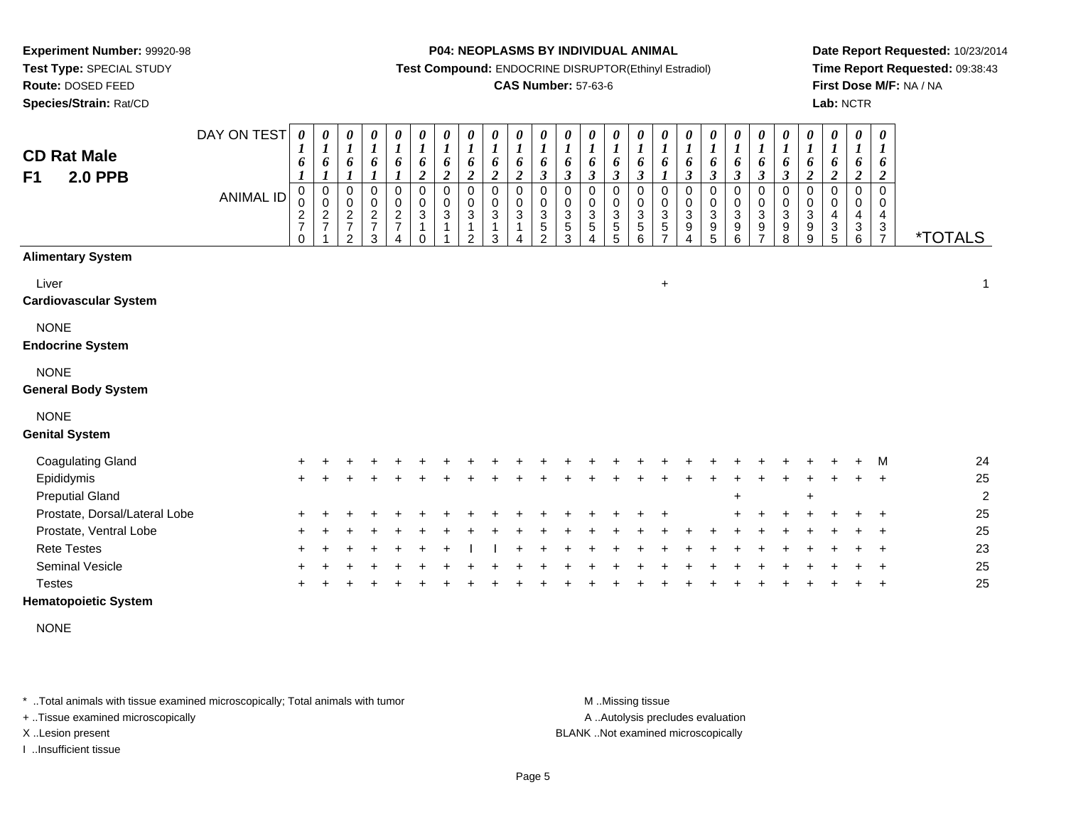**Experiment Number:** 99920-98
**Test Type:** SPECIAL STUDY
**Route:** DOSED FEED
**Species/Strain:** Rat/CD

**P04: NEOPLASMS BY INDIVIDUAL ANIMAL**
**Test Compound:** ENDOCRINE DISRUPTOR(Ethinyl Estradiol)
**CAS Number:** 57-63-6

**Date Report Requested:** 10/23/2014
**Time Report Requested:** 09:38:43
**First Dose M/F:** NA / NA
**Lab:** NCTR

## CD Rat Male
## F1 2.0 PPB

| DAY ON TEST | 0161 | 0161 | 0161 | 0161 | 0161 | 0162 | 0162 | 0162 | 0162 | 0162 | 0163 | 0163 | 0163 | 0163 | 0163 | 0161 | 0163 | 0163 | 0163 | 0163 | 0163 | 0162 | 0162 | 0162 | 0162 | |
|---|---|---|---|---|---|---|---|---|---|---|---|---|---|---|---|---|---|---|---|---|---|---|---|---|---|---|
| **ANIMAL ID** | 00270 | 00271 | 00272 | 00273 | 00274 | 00310 | 00311 | 00312 | 00313 | 00314 | 00352 | 00353 | 00354 | 00355 | 00356 | 00357 | 00394 | 00395 | 00396 | 00397 | 00398 | 00399 | 00435 | 00436 | 00437 | ***TOTALS** |
| **Alimentary System** | | | | | | | | | | | | | | | | | | | | | | | | | | |
| Liver | | | | | | | | | | | | | | | | + | | | | | | | | | | 1 |
| **Cardiovascular System** | | | | | | | | | | | | | | | | | | | | | | | | | | |
| NONE | | | | | | | | | | | | | | | | | | | | | | | | | | |
| **Endocrine System** | | | | | | | | | | | | | | | | | | | | | | | | | | |
| NONE | | | | | | | | | | | | | | | | | | | | | | | | | | |
| **General Body System** | | | | | | | | | | | | | | | | | | | | | | | | | | |
| NONE | | | | | | | | | | | | | | | | | | | | | | | | | | |
| **Genital System** | | | | | | | | | | | | | | | | | | | | | | | | | | |
| Coagulating Gland | + | + | + | + | + | + | + | + | + | + | + | + | + | + | + | + | + | + | + | + | + | + | + | + | M | 24 |
| Epididymis | + | + | + | + | + | + | + | + | + | + | + | + | + | + | + | + | + | + | + | + | + | + | + | + | + | 25 |
| Preputial Gland | | | | | | | | | | | | | | | | | | | + | | | + | | | | 2 |
| Prostate, Dorsal/Lateral Lobe | + | + | + | + | + | + | + | + | + | + | + | + | + | + | + | + | | | + | + | + | + | + | + | + | 25 |
| Prostate, Ventral Lobe | + | + | + | + | + | + | + | + | + | + | + | + | + | + | + | + | + | + | + | + | + | + | + | + | + | 25 |
| Rete Testes | + | + | + | + | + | + | + | I | I | + | + | + | + | + | + | + | + | + | + | + | + | + | + | + | + | 23 |
| Seminal Vesicle | + | + | + | + | + | + | + | + | + | + | + | + | + | + | + | + | + | + | + | + | + | + | + | + | + | 25 |
| Testes | + | + | + | + | + | + | + | + | + | + | + | + | + | + | + | + | + | + | + | + | + | + | + | + | + | 25 |
| **Hematopoietic System** | | | | | | | | | | | | | | | | | | | | | | | | | | |
| NONE | | | | | | | | | | | | | | | | | | | | | | | | | | |

\* ..Total animals with tissue examined microscopically; Total animals with tumor
\+ ..Tissue examined microscopically
X ..Lesion present
I ..Insufficient tissue

M ..Missing tissue
A ..Autolysis precludes evaluation
BLANK ..Not examined microscopically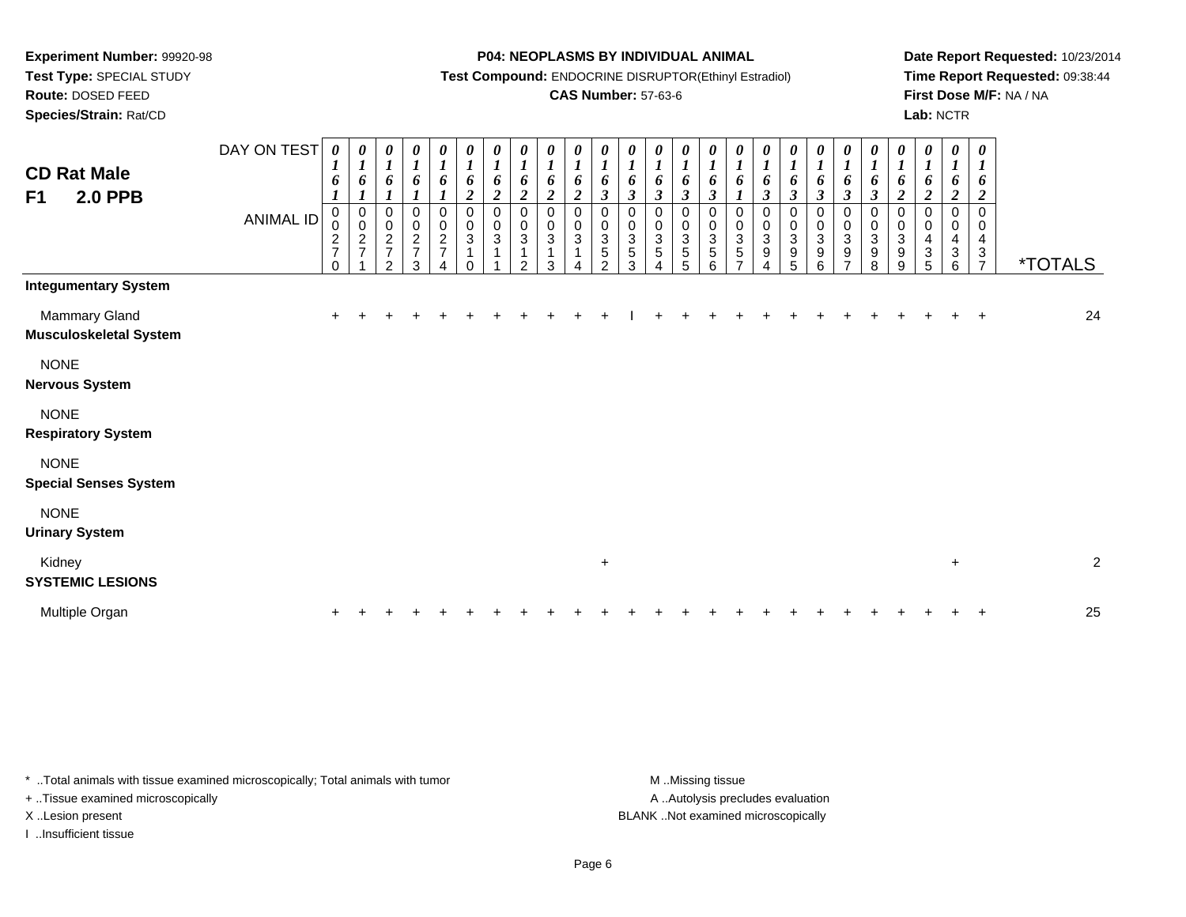**Experiment Number:** 99920-98
**Test Type:** SPECIAL STUDY
**Route:** DOSED FEED
**Species/Strain:** Rat/CD

**P04: NEOPLASMS BY INDIVIDUAL ANIMAL**
**Test Compound:** ENDOCRINE DISRUPTOR(Ethinyl Estradiol)
**CAS Number:** 57-63-6

**Date Report Requested:** 10/23/2014
**Time Report Requested:** 09:38:44
**First Dose M/F:** NA / NA
**Lab:** NCTR

**CD Rat Male**
**F1 2.0 PPB**

| DAY ON TEST | 0161 | 0161 | 0161 | 0161 | 0161 | 0162 | 0162 | 0162 | 0162 | 0162 | 0163 | 0163 | 0163 | 0163 | 0163 | 0161 | 0163 | 0163 | 0163 | 0163 | 0163 | 0162 | 0162 | 0162 | 0162 | |
|---|---|---|---|---|---|---|---|---|---|---|---|---|---|---|---|---|---|---|---|---|---|---|---|---|---|---|
| **ANIMAL ID** | 00270 | 00271 | 00272 | 00273 | 00274 | 00310 | 00311 | 00312 | 00313 | 00314 | 00352 | 00353 | 00354 | 00355 | 00356 | 00357 | 00394 | 00395 | 00396 | 00397 | 00398 | 00399 | 00435 | 00436 | 00437 | ***TOTALS** |
| **Integumentary System** | | | | | | | | | | | | | | | | | | | | | | | | | | |
| Mammary Gland | + | + | + | + | + | + | + | + | + | + | + | I | + | + | + | + | + | + | + | + | + | + | + | + | + | 24 |
| **Musculoskeletal System** | | | | | | | | | | | | | | | | | | | | | | | | | | |
| NONE | | | | | | | | | | | | | | | | | | | | | | | | | | |
| **Nervous System** | | | | | | | | | | | | | | | | | | | | | | | | | | |
| NONE | | | | | | | | | | | | | | | | | | | | | | | | | | |
| **Respiratory System** | | | | | | | | | | | | | | | | | | | | | | | | | | |
| NONE | | | | | | | | | | | | | | | | | | | | | | | | | | |
| **Special Senses System** | | | | | | | | | | | | | | | | | | | | | | | | | | |
| NONE | | | | | | | | | | | | | | | | | | | | | | | | | | |
| **Urinary System** | | | | | | | | | | | | | | | | | | | | | | | | | | |
| Kidney | | | | | | | | | | | + | | | | | | | | | | | | | + | | 2 |
| **SYSTEMIC LESIONS** | | | | | | | | | | | | | | | | | | | | | | | | | | |
| Multiple Organ | + | + | + | + | + | + | + | + | + | + | + | + | + | + | + | + | + | + | + | + | + | + | + | + | + | 25 |

* ..Total animals with tissue examined microscopically; Total animals with tumor
+ ..Tissue examined microscopically
X ..Lesion present
I ..Insufficient tissue

M ..Missing tissue
A ..Autolysis precludes evaluation
BLANK ..Not examined microscopically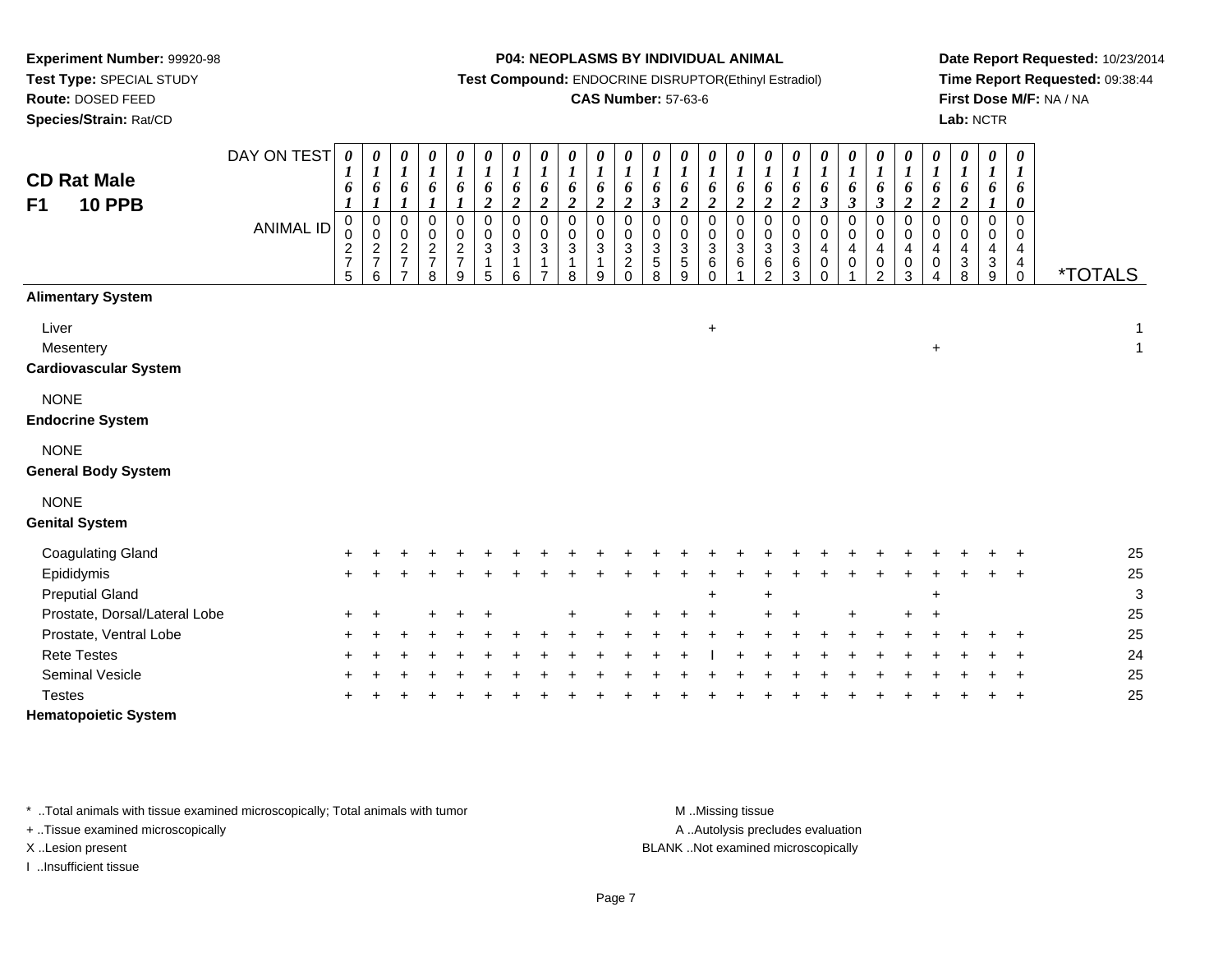**Experiment Number:** 99920-98
**Test Type:** SPECIAL STUDY
**Route:** DOSED FEED
**Species/Strain:** Rat/CD

**P04: NEOPLASMS BY INDIVIDUAL ANIMAL**
**Test Compound:** ENDOCRINE DISRUPTOR(Ethinyl Estradiol)
**CAS Number:** 57-63-6

**Date Report Requested:** 10/23/2014
**Time Report Requested:** 09:38:44
**First Dose M/F:** NA / NA
**Lab:** NCTR

## CD Rat Male
## F1 10 PPB

| DAY ON TEST | 0161 | 0161 | 0161 | 0161 | 0161 | 0162 | 0162 | 0162 | 0162 | 0162 | 0162 | 0163 | 0162 | 0162 | 0162 | 0162 | 0162 | 0163 | 0163 | 0163 | 0162 | 0162 | 0162 | 0161 | 0160 | |
|---|---|---|---|---|---|---|---|---|---|---|---|---|---|---|---|---|---|---|---|---|---|---|---|---|---|---|
| **ANIMAL ID** | 0275 | 0276 | 0277 | 0278 | 0279 | 0315 | 0316 | 0317 | 0318 | 0319 | 0320 | 0358 | 0359 | 0360 | 0361 | 0362 | 0363 | 0400 | 0401 | 0402 | 0403 | 0404 | 0438 | 0439 | 0440 | ***TOTALS** |
| **Alimentary System** | | | | | | | | | | | | | | | | | | | | | | | | | | |
| Liver | | | | | | | | | | | | | | + | | | | | | | | | | | | 1 |
| Mesentery | | | | | | | | | | | | | | | | | | | | | | + | | | | 1 |
| **Cardiovascular System** | | | | | | | | | | | | | | | | | | | | | | | | | | |
| NONE | | | | | | | | | | | | | | | | | | | | | | | | | | |
| **Endocrine System** | | | | | | | | | | | | | | | | | | | | | | | | | | |
| NONE | | | | | | | | | | | | | | | | | | | | | | | | | | |
| **General Body System** | | | | | | | | | | | | | | | | | | | | | | | | | | |
| NONE | | | | | | | | | | | | | | | | | | | | | | | | | | |
| **Genital System** | | | | | | | | | | | | | | | | | | | | | | | | | | |
| Coagulating Gland | + | + | + | + | + | + | + | + | + | + | + | + | + | + | + | + | + | + | + | + | + | + | + | + | + | 25 |
| Epididymis | + | + | + | + | + | + | + | + | + | + | + | + | + | + | + | + | + | + | + | + | + | + | + | + | + | 25 |
| Preputial Gland | | | | | | | | | | | | | | + | | + | | | | | | + | | | | 3 |
| Prostate, Dorsal/Lateral Lobe | + | + | | + | + | + | | | + | | + | + | + | + | | + | + | | + | | + | + | | | | 25 |
| Prostate, Ventral Lobe | + | + | + | + | + | + | + | + | + | + | + | + | + | + | + | + | + | + | + | + | + | + | + | + | + | 25 |
| Rete Testes | + | + | + | + | + | + | + | + | + | + | + | + | + | I | + | + | + | + | + | + | + | + | + | + | + | 24 |
| Seminal Vesicle | + | + | + | + | + | + | + | + | + | + | + | + | + | + | + | + | + | + | + | + | + | + | + | + | + | 25 |
| Testes | + | + | + | + | + | + | + | + | + | + | + | + | + | + | + | + | + | + | + | + | + | + | + | + | + | 25 |
| **Hematopoietic System** | | | | | | | | | | | | | | | | | | | | | | | | | | |

* ..Total animals with tissue examined microscopically; Total animals with tumor
+ ..Tissue examined microscopically
X ..Lesion present
I ..Insufficient tissue

M ..Missing tissue
A ..Autolysis precludes evaluation
BLANK ..Not examined microscopically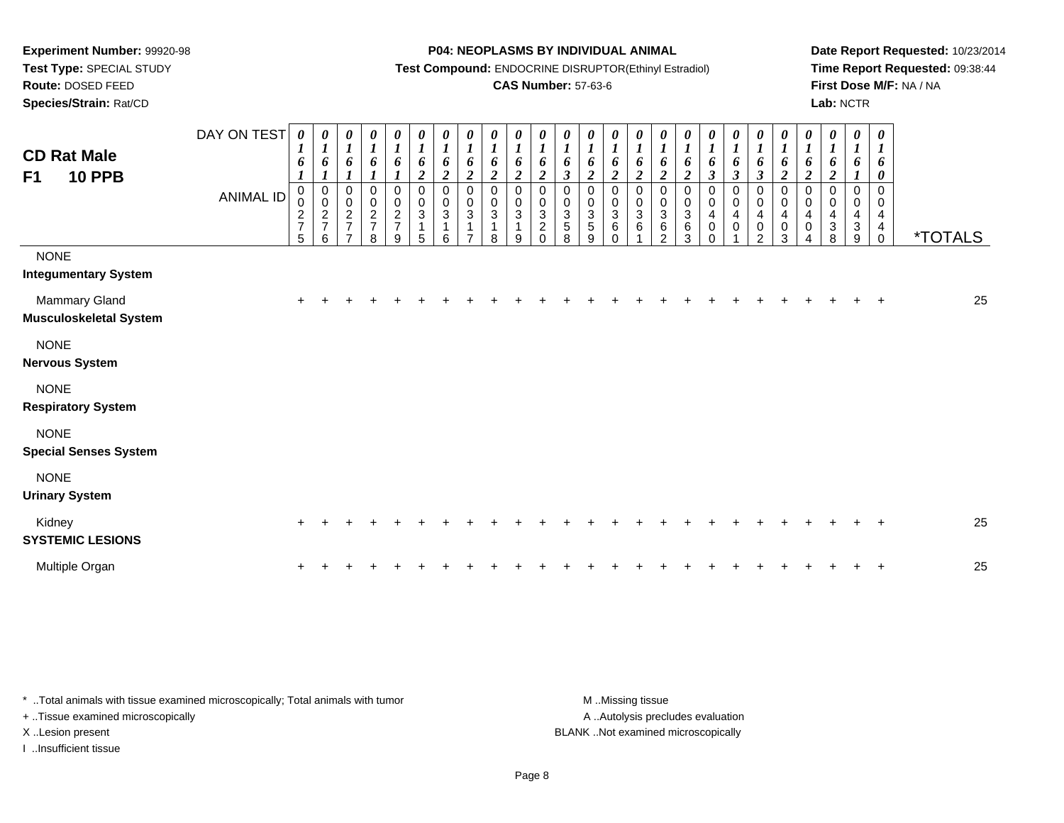**Experiment Number:** 99920-98
**Test Type:** SPECIAL STUDY
**Route:** DOSED FEED
**Species/Strain:** Rat/CD

**P04: NEOPLASMS BY INDIVIDUAL ANIMAL**
**Test Compound:** ENDOCRINE DISRUPTOR(Ethinyl Estradiol)
**CAS Number:** 57-63-6

**Date Report Requested:** 10/23/2014
**Time Report Requested:** 09:38:44
**First Dose M/F:** NA / NA
**Lab:** NCTR

## CD Rat Male
## F1 10 PPB

| DAY ON TEST | 0161 | 0161 | 0161 | 0161 | 0161 | 0162 | 0162 | 0162 | 0162 | 0162 | 0162 | 0163 | 0162 | 0162 | 0162 | 0162 | 0162 | 0163 | 0163 | 0163 | 0162 | 0162 | 0162 | 0161 | 0160 | |
|---|---|---|---|---|---|---|---|---|---|---|---|---|---|---|---|---|---|---|---|---|---|---|---|---|---|---|
| **ANIMAL ID** | 00275 | 00276 | 00277 | 00278 | 00279 | 00315 | 00316 | 00317 | 00318 | 00319 | 00320 | 00358 | 00359 | 00360 | 00361 | 00362 | 00363 | 00400 | 00401 | 00402 | 00403 | 00404 | 00438 | 00439 | 00440 | ***TOTALS** |
| NONE | | | | | | | | | | | | | | | | | | | | | | | | | | |
| **Integumentary System** | | | | | | | | | | | | | | | | | | | | | | | | | | |
| Mammary Gland | + | + | + | + | + | + | + | + | + | + | + | + | + | + | + | + | + | + | + | + | + | + | + | + | + | 25 |
| **Musculoskeletal System** | | | | | | | | | | | | | | | | | | | | | | | | | | |
| NONE | | | | | | | | | | | | | | | | | | | | | | | | | | |
| **Nervous System** | | | | | | | | | | | | | | | | | | | | | | | | | | |
| NONE | | | | | | | | | | | | | | | | | | | | | | | | | | |
| **Respiratory System** | | | | | | | | | | | | | | | | | | | | | | | | | | |
| NONE | | | | | | | | | | | | | | | | | | | | | | | | | | |
| **Special Senses System** | | | | | | | | | | | | | | | | | | | | | | | | | | |
| NONE | | | | | | | | | | | | | | | | | | | | | | | | | | |
| **Urinary System** | | | | | | | | | | | | | | | | | | | | | | | | | | |
| Kidney | + | + | + | + | + | + | + | + | + | + | + | + | + | + | + | + | + | + | + | + | + | + | + | + | + | 25 |
| **SYSTEMIC LESIONS** | | | | | | | | | | | | | | | | | | | | | | | | | | |
| Multiple Organ | + | + | + | + | + | + | + | + | + | + | + | + | + | + | + | + | + | + | + | + | + | + | + | + | + | 25 |

* ..Total animals with tissue examined microscopically; Total animals with tumor
+ ..Tissue examined microscopically
X ..Lesion present
I ..Insufficient tissue

M ..Missing tissue
A ..Autolysis precludes evaluation
BLANK ..Not examined microscopically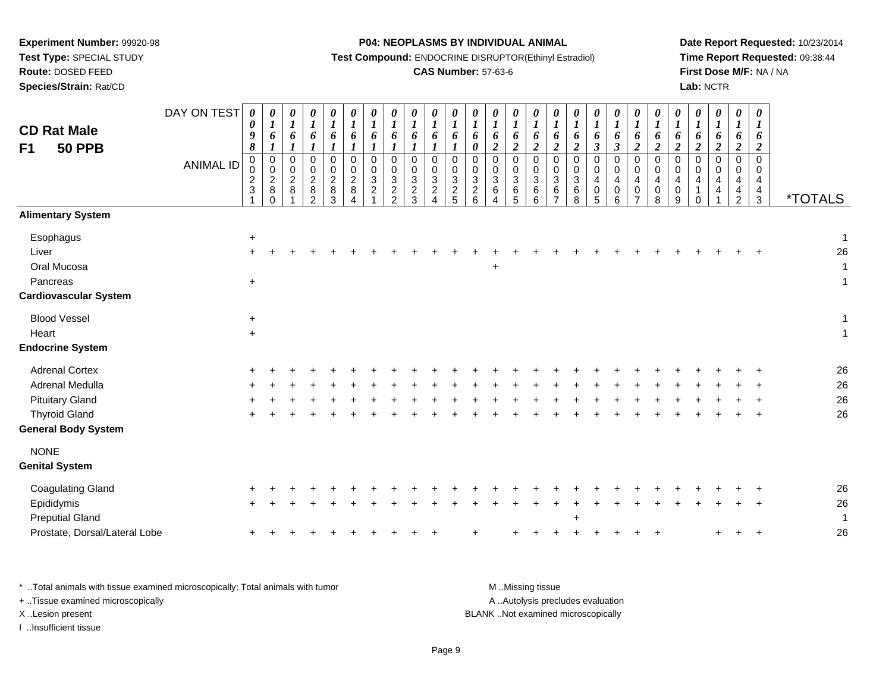**Experiment Number:** 99920-98
**Test Type:** SPECIAL STUDY
**Route:** DOSED FEED
**Species/Strain:** Rat/CD

**P04: NEOPLASMS BY INDIVIDUAL ANIMAL**
**Test Compound:** ENDOCRINE DISRUPTOR(Ethinyl Estradiol)
**CAS Number:** 57-63-6

**Date Report Requested:** 10/23/2014
**Time Report Requested:** 09:38:44
**First Dose M/F:** NA / NA
**Lab:** NCTR

## CD Rat Male F1 50 PPB

| DAY ON TEST | 0098 | 0161 | 0161 | 0161 | 0161 | 0161 | 0161 | 0161 | 0161 | 0161 | 0161 | 0160 | 0162 | 0162 | 0162 | 0162 | 0162 | 0163 | 0163 | 0162 | 0162 | 0162 | 0162 | 0162 | 0162 | 0162 | |
|---|---|---|---|---|---|---|---|---|---|---|---|---|---|---|---|---|---|---|---|---|---|---|---|---|---|---|---|
| **ANIMAL ID** | 0231 | 0280 | 0281 | 0282 | 0283 | 0284 | 0321 | 0322 | 0323 | 0324 | 0325 | 0326 | 0364 | 0365 | 0366 | 0367 | 0368 | 0405 | 0406 | 0407 | 0408 | 0409 | 0410 | 0441 | 0442 | 0443 | ***TOTALS** |
| **Alimentary System** | | | | | | | | | | | | | | | | | | | | | | | | | | | |
| Esophagus | + | | | | | | | | | | | | | | | | | | | | | | | | | | 1 |
| Liver | + | + | + | + | + | + | + | + | + | + | + | + | + | + | + | + | + | + | + | + | + | + | + | + | + | + | 26 |
| Oral Mucosa | | | | | | | | | | | | | + | | | | | | | | | | | | | | 1 |
| Pancreas | + | | | | | | | | | | | | | | | | | | | | | | | | | | 1 |
| **Cardiovascular System** | | | | | | | | | | | | | | | | | | | | | | | | | | | |
| Blood Vessel | + | | | | | | | | | | | | | | | | | | | | | | | | | | 1 |
| Heart | + | | | | | | | | | | | | | | | | | | | | | | | | | | 1 |
| **Endocrine System** | | | | | | | | | | | | | | | | | | | | | | | | | | | |
| Adrenal Cortex | + | + | + | + | + | + | + | + | + | + | + | + | + | + | + | + | + | + | + | + | + | + | + | + | + | + | 26 |
| Adrenal Medulla | + | + | + | + | + | + | + | + | + | + | + | + | + | + | + | + | + | + | + | + | + | + | + | + | + | + | 26 |
| Pituitary Gland | + | + | + | + | + | + | + | + | + | + | + | + | + | + | + | + | + | + | + | + | + | + | + | + | + | + | 26 |
| Thyroid Gland | + | + | + | + | + | + | + | + | + | + | + | + | + | + | + | + | + | + | + | + | + | + | + | + | + | + | 26 |
| **General Body System** | | | | | | | | | | | | | | | | | | | | | | | | | | | |
| NONE | | | | | | | | | | | | | | | | | | | | | | | | | | | |
| **Genital System** | | | | | | | | | | | | | | | | | | | | | | | | | | | |
| Coagulating Gland | + | + | + | + | + | + | + | + | + | + | + | + | + | + | + | + | + | + | + | + | + | + | + | + | + | + | 26 |
| Epididymis | + | + | + | + | + | + | + | + | + | + | + | + | + | + | + | + | + | + | + | + | + | + | + | + | + | + | 26 |
| Preputial Gland | | | | | | | | | | | | | | | | | + | | | | | | | | | | 1 |
| Prostate, Dorsal/Lateral Lobe | + | + | + | + | + | + | + | + | + | + | | + | | + | + | + | + | + | + | + | + | | | + | + | + | 26 |

* ..Total animals with tissue examined microscopically; Total animals with tumor
+ ..Tissue examined microscopically
X ..Lesion present
I ..Insufficient tissue

M ..Missing tissue
A ..Autolysis precludes evaluation
BLANK ..Not examined microscopically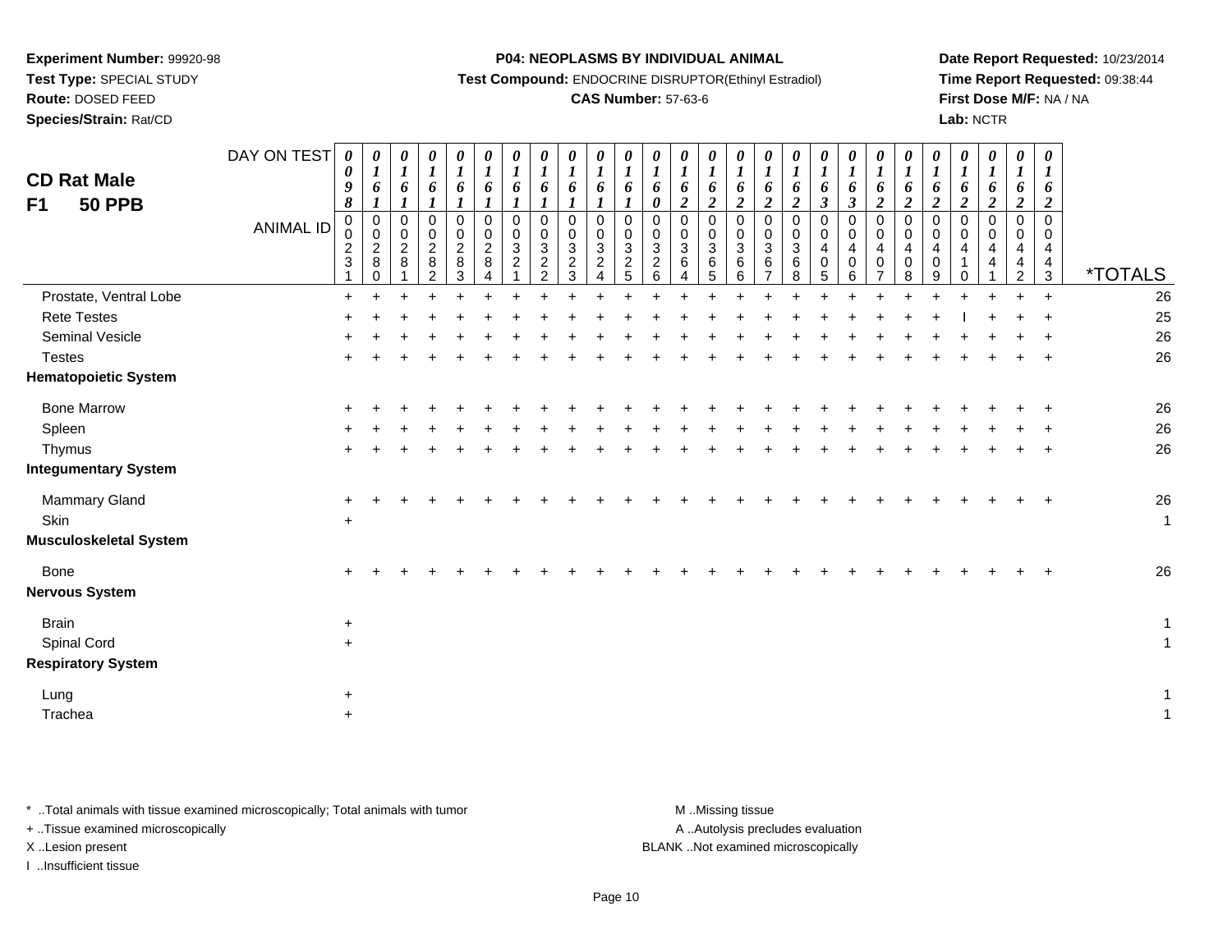**Experiment Number:** 99920-98
**Test Type:** SPECIAL STUDY
**Route:** DOSED FEED
**Species/Strain:** Rat/CD

**P04: NEOPLASMS BY INDIVIDUAL ANIMAL**
**Test Compound:** ENDOCRINE DISRUPTOR(Ethinyl Estradiol)
**CAS Number:** 57-63-6

**Date Report Requested:** 10/23/2014
**Time Report Requested:** 09:38:44
**First Dose M/F:** NA / NA
**Lab:** NCTR

## CD Rat Male
## F1 50 PPB

| DAY ON TEST | 0098 | 0161 | 0161 | 0161 | 0161 | 0161 | 0161 | 0161 | 0161 | 0161 | 0161 | 0160 | 0162 | 0162 | 0162 | 0162 | 0162 | 0163 | 0163 | 0162 | 0162 | 0162 | 0162 | 0162 | 0162 | 0162 | |
|---|---|---|---|---|---|---|---|---|---|---|---|---|---|---|---|---|---|---|---|---|---|---|---|---|---|---|---|
| **ANIMAL ID** | 00231 | 00280 | 00281 | 00282 | 00283 | 00284 | 00321 | 00322 | 00323 | 00324 | 00325 | 00326 | 00364 | 00365 | 00366 | 00367 | 00368 | 00405 | 00406 | 00407 | 00408 | 00409 | 00410 | 00441 | 00442 | 00443 | ***TOTALS** |
| Prostate, Ventral Lobe | + | + | + | + | + | + | + | + | + | + | + | + | + | + | + | + | + | + | + | + | + | + | + | + | + | + | 26 |
| Rete Testes | + | + | + | + | + | + | + | + | + | + | + | + | + | + | + | + | + | + | + | + | + | + | I | + | + | + | 25 |
| Seminal Vesicle | + | + | + | + | + | + | + | + | + | + | + | + | + | + | + | + | + | + | + | + | + | + | + | + | + | + | 26 |
| Testes | + | + | + | + | + | + | + | + | + | + | + | + | + | + | + | + | + | + | + | + | + | + | + | + | + | + | 26 |
| **Hematopoietic System** | | | | | | | | | | | | | | | | | | | | | | | | | | | |
| Bone Marrow | + | + | + | + | + | + | + | + | + | + | + | + | + | + | + | + | + | + | + | + | + | + | + | + | + | + | 26 |
| Spleen | + | + | + | + | + | + | + | + | + | + | + | + | + | + | + | + | + | + | + | + | + | + | + | + | + | + | 26 |
| Thymus | + | + | + | + | + | + | + | + | + | + | + | + | + | + | + | + | + | + | + | + | + | + | + | + | + | + | 26 |
| **Integumentary System** | | | | | | | | | | | | | | | | | | | | | | | | | | | |
| Mammary Gland | + | + | + | + | + | + | + | + | + | + | + | + | + | + | + | + | + | + | + | + | + | + | + | + | + | + | 26 |
| Skin | + | | | | | | | | | | | | | | | | | | | | | | | | | | 1 |
| **Musculoskeletal System** | | | | | | | | | | | | | | | | | | | | | | | | | | | |
| Bone | + | + | + | + | + | + | + | + | + | + | + | + | + | + | + | + | + | + | + | + | + | + | + | + | + | + | 26 |
| **Nervous System** | | | | | | | | | | | | | | | | | | | | | | | | | | | |
| Brain | + | | | | | | | | | | | | | | | | | | | | | | | | | | 1 |
| Spinal Cord | + | | | | | | | | | | | | | | | | | | | | | | | | | | 1 |
| **Respiratory System** | | | | | | | | | | | | | | | | | | | | | | | | | | | |
| Lung | + | | | | | | | | | | | | | | | | | | | | | | | | | | 1 |
| Trachea | + | | | | | | | | | | | | | | | | | | | | | | | | | | 1 |

* ..Total animals with tissue examined microscopically; Total animals with tumor
+ ..Tissue examined microscopically
X ..Lesion present
I ..Insufficient tissue

M ..Missing tissue
A ..Autolysis precludes evaluation
BLANK ..Not examined microscopically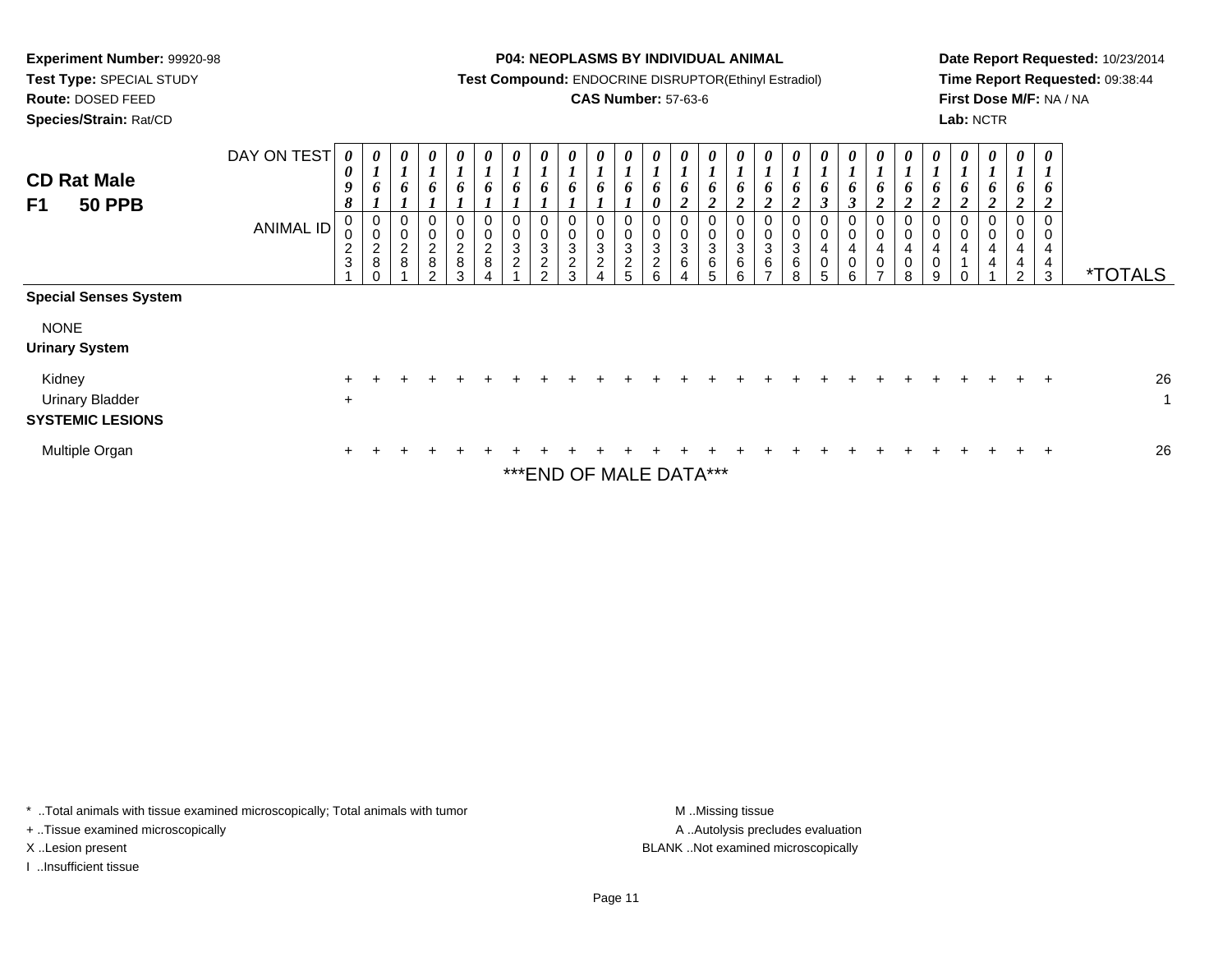**Experiment Number:** 99920-98
**Test Type:** SPECIAL STUDY
**Route:** DOSED FEED
**Species/Strain:** Rat/CD

**P04: NEOPLASMS BY INDIVIDUAL ANIMAL**
**Test Compound:** ENDOCRINE DISRUPTOR(Ethinyl Estradiol)
**CAS Number:** 57-63-6

**Date Report Requested:** 10/23/2014
**Time Report Requested:** 09:38:44
**First Dose M/F:** NA / NA
**Lab:** NCTR

## CD Rat Male
## F1 50 PPB

| DAY ON TEST | 0098 | 0161 | 0161 | 0161 | 0161 | 0161 | 0161 | 0161 | 0161 | 0161 | 0161 | 0160 | 0162 | 0162 | 0162 | 0162 | 0162 | 0163 | 0163 | 0162 | 0162 | 0162 | 0162 | 0162 | 0162 | 0162 | |
|---|---|---|---|---|---|---|---|---|---|---|---|---|---|---|---|---|---|---|---|---|---|---|---|---|---|---|---|
| **ANIMAL ID** | 00231 | 00280 | 00281 | 00282 | 00283 | 00284 | 00321 | 00322 | 00323 | 00324 | 00325 | 00326 | 00364 | 00365 | 00366 | 00367 | 00368 | 00405 | 00406 | 00407 | 00408 | 00409 | 00410 | 00441 | 00442 | 00443 | ***TOTALS** |
| **Special Senses System** | | | | | | | | | | | | | | | | | | | | | | | | | | | |
| NONE | | | | | | | | | | | | | | | | | | | | | | | | | | | |
| **Urinary System** | | | | | | | | | | | | | | | | | | | | | | | | | | | |
| Kidney | + | + | + | + | + | + | + | + | + | + | + | + | + | + | + | + | + | + | + | + | + | + | + | + | + | + | 26 |
| Urinary Bladder | + | | | | | | | | | | | | | | | | | | | | | | | | | | 1 |
| **SYSTEMIC LESIONS** | | | | | | | | | | | | | | | | | | | | | | | | | | | |
| Multiple Organ | + | + | + | + | + | + | + | + | + | + | + | + | + | + | + | + | + | + | + | + | + | + | + | + | + | + | 26 |

***END OF MALE DATA***

\* ..Total animals with tissue examined microscopically; Total animals with tumor
\+ ..Tissue examined microscopically
X ..Lesion present
I ..Insufficient tissue

M ..Missing tissue
A ..Autolysis precludes evaluation
BLANK ..Not examined microscopically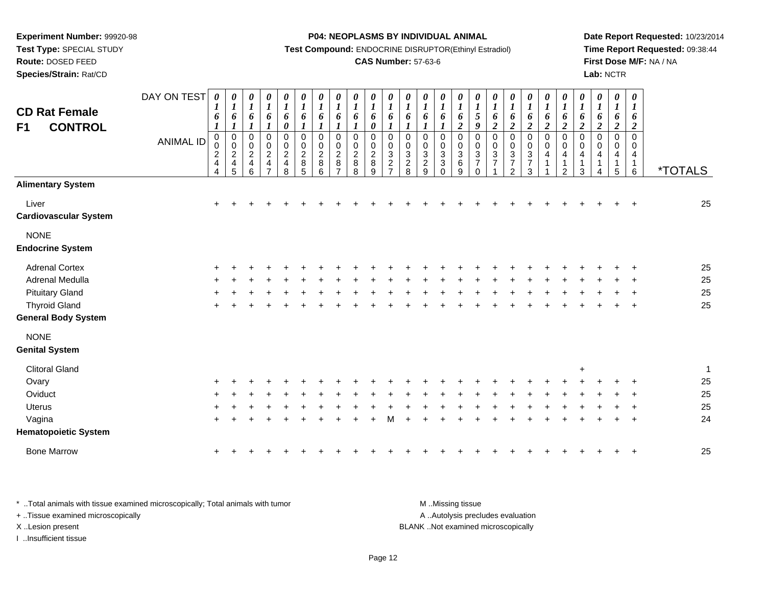**Experiment Number:** 99920-98
**Test Type:** SPECIAL STUDY
**Route:** DOSED FEED
**Species/Strain:** Rat/CD

**P04: NEOPLASMS BY INDIVIDUAL ANIMAL**
**Test Compound:** ENDOCRINE DISRUPTOR(Ethinyl Estradiol)
**CAS Number:** 57-63-6

**Date Report Requested:** 10/23/2014
**Time Report Requested:** 09:38:44
**First Dose M/F:** NA / NA
**Lab:** NCTR

## CD Rat Female
## F1 CONTROL

| DAY ON TEST | 0161 | 0161 | 0161 | 0161 | 0160 | 0161 | 0161 | 0161 | 0161 | 0160 | 0161 | 0161 | 0161 | 0161 | 0162 | 0159 | 0162 | 0162 | 0162 | 0162 | 0162 | 0162 | 0162 | 0162 | 0162 | |
|---|---|---|---|---|---|---|---|---|---|---|---|---|---|---|---|---|---|---|---|---|---|---|---|---|---|---|
| **ANIMAL ID** | 00244 | 00245 | 00246 | 00247 | 00248 | 00285 | 00286 | 00287 | 00288 | 00289 | 00327 | 00328 | 00329 | 00330 | 00369 | 00370 | 00371 | 00372 | 00373 | 00411 | 00412 | 00413 | 00414 | 00415 | 00416 | ***TOTALS** |
| **Alimentary System** | | | | | | | | | | | | | | | | | | | | | | | | | | |
| Liver | + | + | + | + | + | + | + | + | + | + | + | + | + | + | + | + | + | + | + | + | + | + | + | + | + | 25 |
| **Cardiovascular System** | | | | | | | | | | | | | | | | | | | | | | | | | | |
| NONE | | | | | | | | | | | | | | | | | | | | | | | | | | |
| **Endocrine System** | | | | | | | | | | | | | | | | | | | | | | | | | | |
| Adrenal Cortex | + | + | + | + | + | + | + | + | + | + | + | + | + | + | + | + | + | + | + | + | + | + | + | + | + | 25 |
| Adrenal Medulla | + | + | + | + | + | + | + | + | + | + | + | + | + | + | + | + | + | + | + | + | + | + | + | + | + | 25 |
| Pituitary Gland | + | + | + | + | + | + | + | + | + | + | + | + | + | + | + | + | + | + | + | + | + | + | + | + | + | 25 |
| Thyroid Gland | + | + | + | + | + | + | + | + | + | + | + | + | + | + | + | + | + | + | + | + | + | + | + | + | + | 25 |
| **General Body System** | | | | | | | | | | | | | | | | | | | | | | | | | | |
| NONE | | | | | | | | | | | | | | | | | | | | | | | | | | |
| **Genital System** | | | | | | | | | | | | | | | | | | | | | | | | | | |
| Clitoral Gland | | | | | | | | | | | | | | | | | | | | | | + | | | | 1 |
| Ovary | + | + | + | + | + | + | + | + | + | + | + | + | + | + | + | + | + | + | + | + | + | + | + | + | + | 25 |
| Oviduct | + | + | + | + | + | + | + | + | + | + | + | + | + | + | + | + | + | + | + | + | + | + | + | + | + | 25 |
| Uterus | + | + | + | + | + | + | + | + | + | + | + | + | + | + | + | + | + | + | + | + | + | + | + | + | + | 25 |
| Vagina | + | + | + | + | + | + | + | + | + | + | M | + | + | + | + | + | + | + | + | + | + | + | + | + | + | 24 |
| **Hematopoietic System** | | | | | | | | | | | | | | | | | | | | | | | | | | |
| Bone Marrow | + | + | + | + | + | + | + | + | + | + | + | + | + | + | + | + | + | + | + | + | + | + | + | + | + | 25 |

* ..Total animals with tissue examined microscopically; Total animals with tumor
+ ..Tissue examined microscopically
X ..Lesion present
I ..Insufficient tissue

M ..Missing tissue
A ..Autolysis precludes evaluation
BLANK ..Not examined microscopically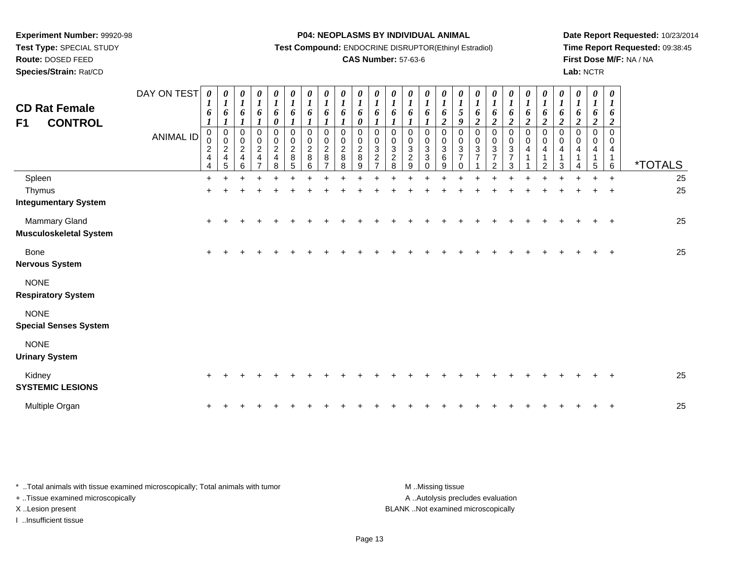**Experiment Number:** 99920-98
**Test Type:** SPECIAL STUDY
**Route:** DOSED FEED
**Species/Strain:** Rat/CD

**P04: NEOPLASMS BY INDIVIDUAL ANIMAL**
**Test Compound:** ENDOCRINE DISRUPTOR(Ethinyl Estradiol)
**CAS Number:** 57-63-6

**Date Report Requested:** 10/23/2014
**Time Report Requested:** 09:38:45
**First Dose M/F:** NA / NA
**Lab:** NCTR

## CD Rat Female F1 CONTROL

| DAY ON TEST | 0161 | 0161 | 0161 | 0161 | 0160 | 0161 | 0161 | 0161 | 0161 | 0160 | 0161 | 0161 | 0161 | 0161 | 0162 | 0159 | 0162 | 0162 | 0162 | 0162 | 0162 | 0162 | 0162 | 0162 | 0162 | |
|---|---|---|---|---|---|---|---|---|---|---|---|---|---|---|---|---|---|---|---|---|---|---|---|---|---|---|
| **ANIMAL ID** | 00244 | 00245 | 00246 | 00247 | 00248 | 00285 | 00286 | 00287 | 00288 | 00289 | 00327 | 00328 | 00329 | 00330 | 00369 | 00370 | 00371 | 00372 | 00373 | 00411 | 00412 | 00413 | 00414 | 00415 | 00416 | ***TOTALS** |
| Spleen | + | + | + | + | + | + | + | + | + | + | + | + | + | + | + | + | + | + | + | + | + | + | + | + | + | 25 |
| Thymus | + | + | + | + | + | + | + | + | + | + | + | + | + | + | + | + | + | + | + | + | + | + | + | + | + | 25 |
| **Integumentary System** | | | | | | | | | | | | | | | | | | | | | | | | | | |
| Mammary Gland | + | + | + | + | + | + | + | + | + | + | + | + | + | + | + | + | + | + | + | + | + | + | + | + | + | 25 |
| **Musculoskeletal System** | | | | | | | | | | | | | | | | | | | | | | | | | | |
| Bone | + | + | + | + | + | + | + | + | + | + | + | + | + | + | + | + | + | + | + | + | + | + | + | + | + | 25 |
| **Nervous System** | | | | | | | | | | | | | | | | | | | | | | | | | | |
| NONE | | | | | | | | | | | | | | | | | | | | | | | | | | |
| **Respiratory System** | | | | | | | | | | | | | | | | | | | | | | | | | | |
| NONE | | | | | | | | | | | | | | | | | | | | | | | | | | |
| **Special Senses System** | | | | | | | | | | | | | | | | | | | | | | | | | | |
| NONE | | | | | | | | | | | | | | | | | | | | | | | | | | |
| **Urinary System** | | | | | | | | | | | | | | | | | | | | | | | | | | |
| Kidney | + | + | + | + | + | + | + | + | + | + | + | + | + | + | + | + | + | + | + | + | + | + | + | + | + | 25 |
| **SYSTEMIC LESIONS** | | | | | | | | | | | | | | | | | | | | | | | | | | |
| Multiple Organ | + | + | + | + | + | + | + | + | + | + | + | + | + | + | + | + | + | + | + | + | + | + | + | + | + | 25 |

* ..Total animals with tissue examined microscopically; Total animals with tumor
+ ..Tissue examined microscopically
X ..Lesion present
I ..Insufficient tissue

M ..Missing tissue
A ..Autolysis precludes evaluation
BLANK ..Not examined microscopically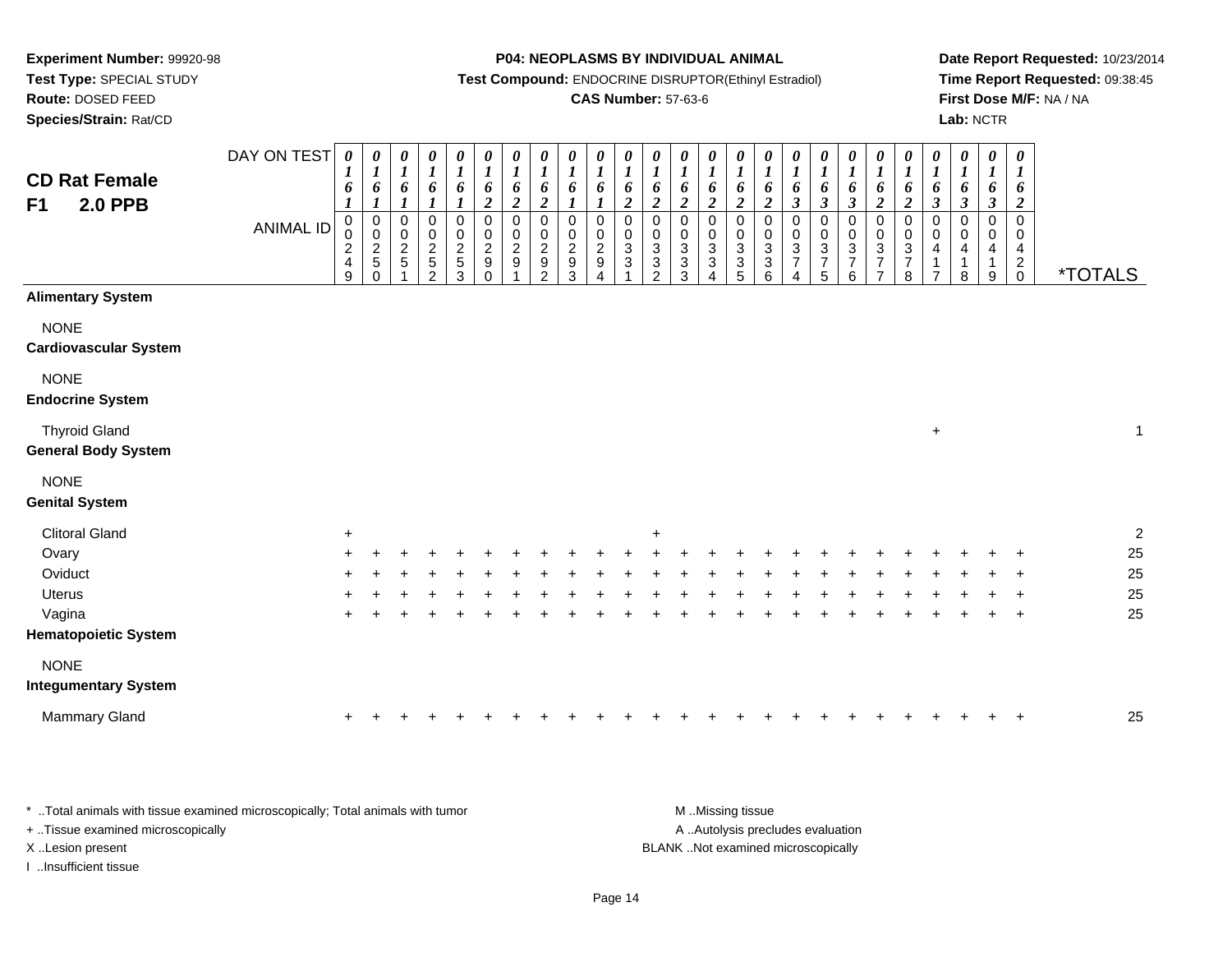**Experiment Number:** 99920-98
**Test Type:** SPECIAL STUDY
**Route:** DOSED FEED
**Species/Strain:** Rat/CD

**P04: NEOPLASMS BY INDIVIDUAL ANIMAL**
**Test Compound:** ENDOCRINE DISRUPTOR(Ethinyl Estradiol)
**CAS Number:** 57-63-6

**Date Report Requested:** 10/23/2014
**Time Report Requested:** 09:38:45
**First Dose M/F:** NA / NA
**Lab:** NCTR

## CD Rat Female F1 2.0 PPB

| DAY ON TEST | 0161 | 0161 | 0161 | 0161 | 0161 | 0162 | 0162 | 0162 | 0161 | 0161 | 0162 | 0162 | 0162 | 0162 | 0162 | 0162 | 0163 | 0163 | 0163 | 0162 | 0162 | 0163 | 0163 | 0163 | 0162 | |
|---|---|---|---|---|---|---|---|---|---|---|---|---|---|---|---|---|---|---|---|---|---|---|---|---|---|---|
| **ANIMAL ID** | 00249 | 00250 | 00251 | 00252 | 00253 | 00290 | 00291 | 00292 | 00293 | 00294 | 00331 | 00332 | 00333 | 00334 | 00335 | 00336 | 00374 | 00375 | 00376 | 00377 | 00378 | 00417 | 00418 | 00419 | 00420 | ***TOTALS** |
| **Alimentary System** | | | | | | | | | | | | | | | | | | | | | | | | | | |
| NONE | | | | | | | | | | | | | | | | | | | | | | | | | | |
| **Cardiovascular System** | | | | | | | | | | | | | | | | | | | | | | | | | | |
| NONE | | | | | | | | | | | | | | | | | | | | | | | | | | |
| **Endocrine System** | | | | | | | | | | | | | | | | | | | | | | | | | | |
| Thyroid Gland | | | | | | | | | | | | | | | | | | | | | | + | | | | 1 |
| **General Body System** | | | | | | | | | | | | | | | | | | | | | | | | | | |
| NONE | | | | | | | | | | | | | | | | | | | | | | | | | | |
| **Genital System** | | | | | | | | | | | | | | | | | | | | | | | | | | |
| Clitoral Gland | + | | | | | | | | | | | + | | | | | | | | | | | | | | 2 |
| Ovary | + | + | + | + | + | + | + | + | + | + | + | + | + | + | + | + | + | + | + | + | + | + | + | + | + | 25 |
| Oviduct | + | + | + | + | + | + | + | + | + | + | + | + | + | + | + | + | + | + | + | + | + | + | + | + | + | 25 |
| Uterus | + | + | + | + | + | + | + | + | + | + | + | + | + | + | + | + | + | + | + | + | + | + | + | + | + | 25 |
| Vagina | + | + | + | + | + | + | + | + | + | + | + | + | + | + | + | + | + | + | + | + | + | + | + | + | + | 25 |
| **Hematopoietic System** | | | | | | | | | | | | | | | | | | | | | | | | | | |
| NONE | | | | | | | | | | | | | | | | | | | | | | | | | | |
| **Integumentary System** | | | | | | | | | | | | | | | | | | | | | | | | | | |
| Mammary Gland | + | + | + | + | + | + | + | + | + | + | + | + | + | + | + | + | + | + | + | + | + | + | + | + | + | 25 |

\* ..Total animals with tissue examined microscopically; Total animals with tumor
\+ ..Tissue examined microscopically
X ..Lesion present
I ..Insufficient tissue

M ..Missing tissue
A ..Autolysis precludes evaluation
BLANK ..Not examined microscopically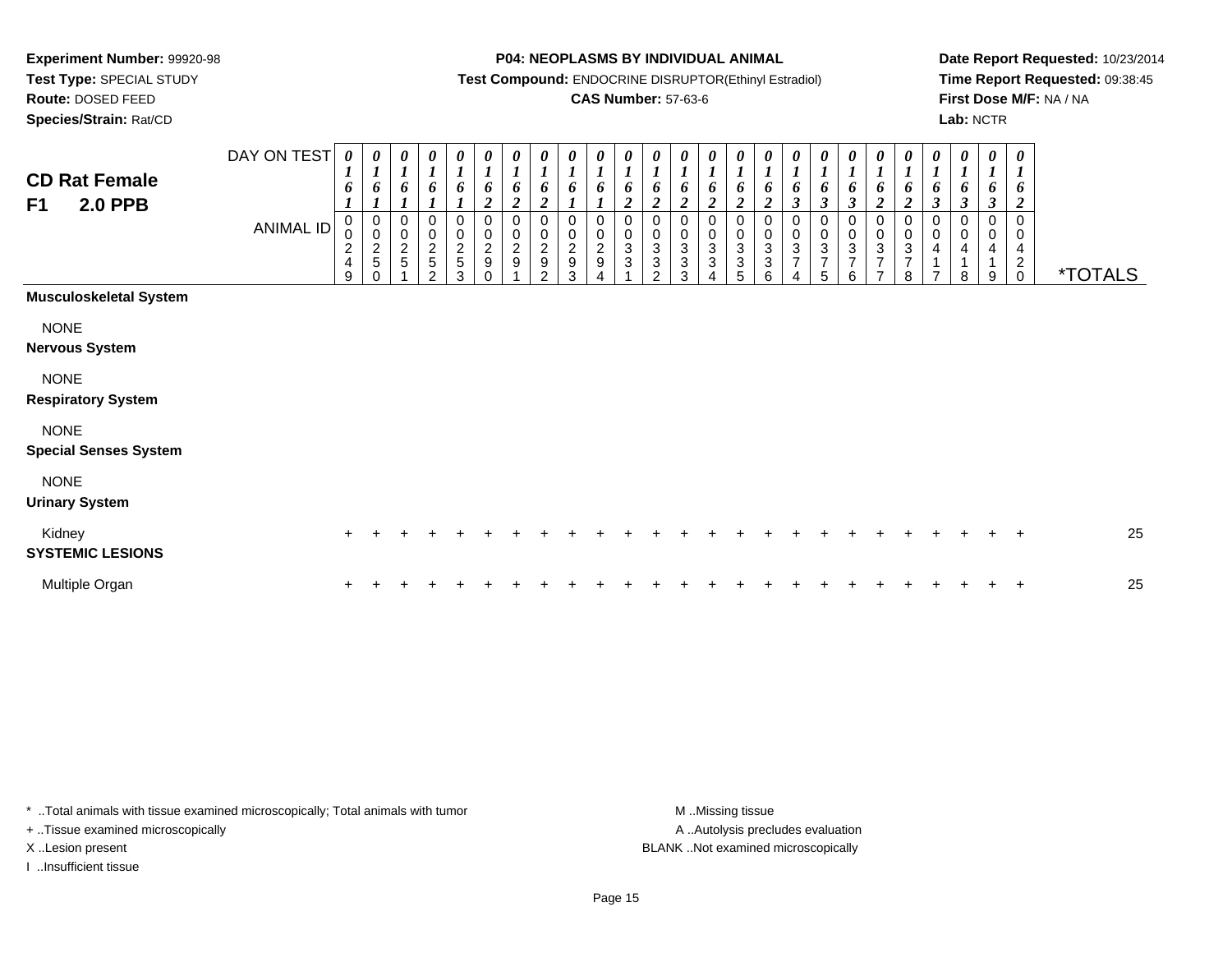**Experiment Number:** 99920-98
**Test Type:** SPECIAL STUDY
**Route:** DOSED FEED
**Species/Strain:** Rat/CD

**P04: NEOPLASMS BY INDIVIDUAL ANIMAL**
**Test Compound:** ENDOCRINE DISRUPTOR(Ethinyl Estradiol)
**CAS Number:** 57-63-6

**Date Report Requested:** 10/23/2014
**Time Report Requested:** 09:38:45
**First Dose M/F:** NA / NA
**Lab:** NCTR

## CD Rat Female
## F1 2.0 PPB

| DAY ON TEST | 0161 | 0161 | 0161 | 0161 | 0161 | 0162 | 0162 | 0162 | 0161 | 0161 | 0162 | 0162 | 0162 | 0162 | 0162 | 0162 | 0163 | 0163 | 0163 | 0162 | 0162 | 0163 | 0163 | 0163 | 0162 | |
|---|---|---|---|---|---|---|---|---|---|---|---|---|---|---|---|---|---|---|---|---|---|---|---|---|---|---|
| **ANIMAL ID** | 00249 | 00250 | 00251 | 00252 | 00253 | 00290 | 00291 | 00292 | 00293 | 00294 | 00331 | 00332 | 00333 | 00334 | 00335 | 00336 | 00374 | 00375 | 00376 | 00377 | 00378 | 00417 | 00418 | 00419 | 00420 | ***TOTALS** |
| **Musculoskeletal System** | | | | | | | | | | | | | | | | | | | | | | | | | | |
| NONE | | | | | | | | | | | | | | | | | | | | | | | | | | |
| **Nervous System** | | | | | | | | | | | | | | | | | | | | | | | | | | |
| NONE | | | | | | | | | | | | | | | | | | | | | | | | | | |
| **Respiratory System** | | | | | | | | | | | | | | | | | | | | | | | | | | |
| NONE | | | | | | | | | | | | | | | | | | | | | | | | | | |
| **Special Senses System** | | | | | | | | | | | | | | | | | | | | | | | | | | |
| NONE | | | | | | | | | | | | | | | | | | | | | | | | | | |
| **Urinary System** | | | | | | | | | | | | | | | | | | | | | | | | | | |
| Kidney | + | + | + | + | + | + | + | + | + | + | + | + | + | + | + | + | + | + | + | + | + | + | + | + | + | 25 |
| **SYSTEMIC LESIONS** | | | | | | | | | | | | | | | | | | | | | | | | | | |
| Multiple Organ | + | + | + | + | + | + | + | + | + | + | + | + | + | + | + | + | + | + | + | + | + | + | + | + | + | 25 |

* ..Total animals with tissue examined microscopically; Total animals with tumor
+ ..Tissue examined microscopically
X ..Lesion present
I ..Insufficient tissue

M ..Missing tissue
A ..Autolysis precludes evaluation
BLANK ..Not examined microscopically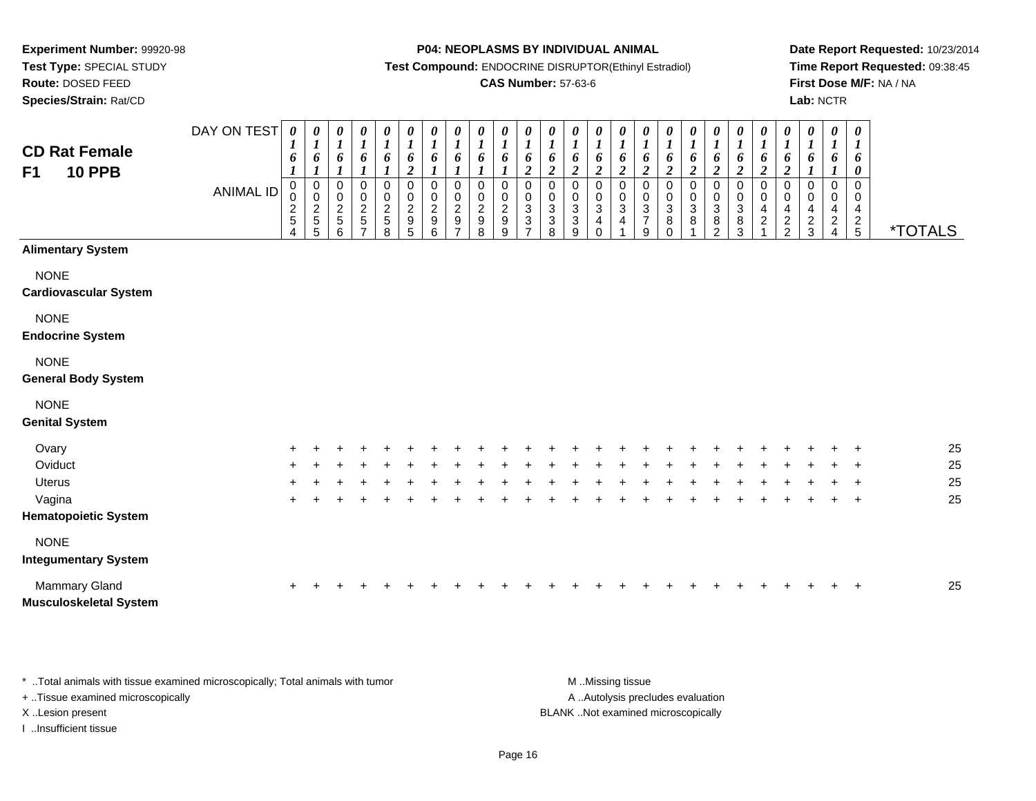**Experiment Number:** 99920-98
**Test Type:** SPECIAL STUDY
**Route:** DOSED FEED
**Species/Strain:** Rat/CD

**P04: NEOPLASMS BY INDIVIDUAL ANIMAL**
**Test Compound:** ENDOCRINE DISRUPTOR(Ethinyl Estradiol)
**CAS Number:** 57-63-6

**Date Report Requested:** 10/23/2014
**Time Report Requested:** 09:38:45
**First Dose M/F:** NA / NA
**Lab:** NCTR

## CD Rat Female
## F1 10 PPB

| DAY ON TEST | 0161 | 0161 | 0161 | 0161 | 0161 | 0162 | 0161 | 0161 | 0161 | 0161 | 0162 | 0162 | 0162 | 0162 | 0162 | 0162 | 0162 | 0162 | 0162 | 0162 | 0162 | 0162 | 0161 | 0161 | 0160 | |
|---|---|---|---|---|---|---|---|---|---|---|---|---|---|---|---|---|---|---|---|---|---|---|---|---|---|---|
| **ANIMAL ID** | 00254 | 00255 | 00256 | 00257 | 00258 | 00295 | 00296 | 00297 | 00298 | 00299 | 00337 | 00338 | 00339 | 00340 | 00341 | 00379 | 00380 | 00381 | 00382 | 00383 | 00421 | 00422 | 00423 | 00424 | 00425 | ***TOTALS** |
| **Alimentary System** | | | | | | | | | | | | | | | | | | | | | | | | | | |
| NONE | | | | | | | | | | | | | | | | | | | | | | | | | | |
| **Cardiovascular System** | | | | | | | | | | | | | | | | | | | | | | | | | | |
| NONE | | | | | | | | | | | | | | | | | | | | | | | | | | |
| **Endocrine System** | | | | | | | | | | | | | | | | | | | | | | | | | | |
| NONE | | | | | | | | | | | | | | | | | | | | | | | | | | |
| **General Body System** | | | | | | | | | | | | | | | | | | | | | | | | | | |
| NONE | | | | | | | | | | | | | | | | | | | | | | | | | | |
| **Genital System** | | | | | | | | | | | | | | | | | | | | | | | | | | |
| Ovary | + | + | + | + | + | + | + | + | + | + | + | + | + | + | + | + | + | + | + | + | + | + | + | + | + | 25 |
| Oviduct | + | + | + | + | + | + | + | + | + | + | + | + | + | + | + | + | + | + | + | + | + | + | + | + | + | 25 |
| Uterus | + | + | + | + | + | + | + | + | + | + | + | + | + | + | + | + | + | + | + | + | + | + | + | + | + | 25 |
| Vagina | + | + | + | + | + | + | + | + | + | + | + | + | + | + | + | + | + | + | + | + | + | + | + | + | + | 25 |
| **Hematopoietic System** | | | | | | | | | | | | | | | | | | | | | | | | | | |
| NONE | | | | | | | | | | | | | | | | | | | | | | | | | | |
| **Integumentary System** | | | | | | | | | | | | | | | | | | | | | | | | | | |
| Mammary Gland | + | + | + | + | + | + | + | + | + | + | + | + | + | + | + | + | + | + | + | + | + | + | + | + | + | 25 |
| **Musculoskeletal System** | | | | | | | | | | | | | | | | | | | | | | | | | | |

\* ..Total animals with tissue examined microscopically; Total animals with tumor
\+ ..Tissue examined microscopically
X ..Lesion present
I ..Insufficient tissue

M ..Missing tissue
A ..Autolysis precludes evaluation
BLANK ..Not examined microscopically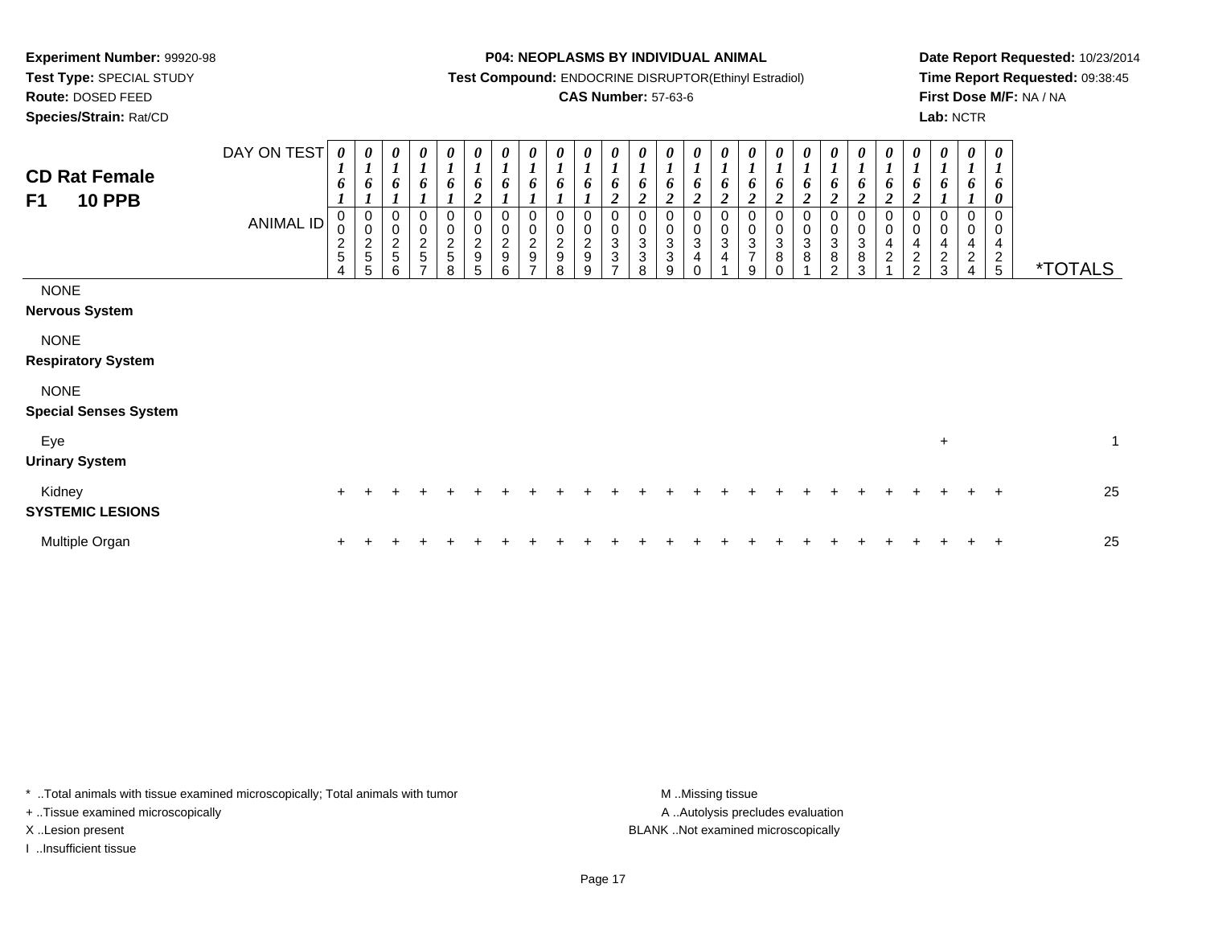**Experiment Number:** 99920-98
**Test Type:** SPECIAL STUDY
**Route:** DOSED FEED
**Species/Strain:** Rat/CD

**P04: NEOPLASMS BY INDIVIDUAL ANIMAL**
**Test Compound:** ENDOCRINE DISRUPTOR(Ethinyl Estradiol)
**CAS Number:** 57-63-6

**Date Report Requested:** 10/23/2014
**Time Report Requested:** 09:38:45
**First Dose M/F:** NA / NA
**Lab:** NCTR

## CD Rat Female F1 10 PPB

| DAY ON TEST | 0161 | 0161 | 0161 | 0161 | 0161 | 0162 | 0161 | 0161 | 0161 | 0161 | 0162 | 0162 | 0162 | 0162 | 0162 | 0162 | 0162 | 0162 | 0162 | 0162 | 0162 | 0162 | 0161 | 0161 | 0160 | |
|---|---|---|---|---|---|---|---|---|---|---|---|---|---|---|---|---|---|---|---|---|---|---|---|---|---|---|
| **ANIMAL ID** | 00254 | 00255 | 00256 | 00257 | 00258 | 00295 | 00296 | 00297 | 00298 | 00299 | 00337 | 00338 | 00339 | 00340 | 00341 | 00379 | 00380 | 00381 | 00382 | 00383 | 00421 | 00422 | 00423 | 00424 | 00425 | ***TOTALS** |
| NONE | | | | | | | | | | | | | | | | | | | | | | | | | | |
| **Nervous System** | | | | | | | | | | | | | | | | | | | | | | | | | | |
| NONE | | | | | | | | | | | | | | | | | | | | | | | | | | |
| **Respiratory System** | | | | | | | | | | | | | | | | | | | | | | | | | | |
| NONE | | | | | | | | | | | | | | | | | | | | | | | | | | |
| **Special Senses System** | | | | | | | | | | | | | | | | | | | | | | | | | | |
| Eye | | | | | | | | | | | | | | | | | | | | | | | + | | | 1 |
| **Urinary System** | | | | | | | | | | | | | | | | | | | | | | | | | | |
| Kidney | + | + | + | + | + | + | + | + | + | + | + | + | + | + | + | + | + | + | + | + | + | + | + | + | + | 25 |
| **SYSTEMIC LESIONS** | | | | | | | | | | | | | | | | | | | | | | | | | | |
| Multiple Organ | + | + | + | + | + | + | + | + | + | + | + | + | + | + | + | + | + | + | + | + | + | + | + | + | + | 25 |

\* ..Total animals with tissue examined microscopically; Total animals with tumor
+ ..Tissue examined microscopically
X ..Lesion present
I ..Insufficient tissue

M ..Missing tissue
A ..Autolysis precludes evaluation
BLANK ..Not examined microscopically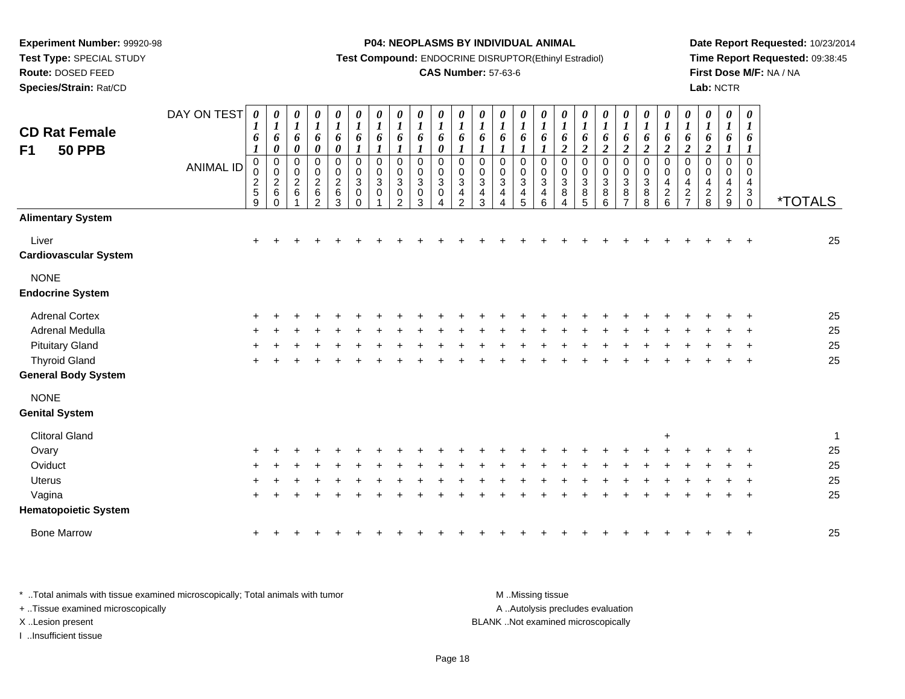**Experiment Number:** 99920-98
**Test Type:** SPECIAL STUDY
**Route:** DOSED FEED
**Species/Strain:** Rat/CD

**P04: NEOPLASMS BY INDIVIDUAL ANIMAL**
**Test Compound:** ENDOCRINE DISRUPTOR(Ethinyl Estradiol)
**CAS Number:** 57-63-6

**Date Report Requested:** 10/23/2014
**Time Report Requested:** 09:38:45
**First Dose M/F:** NA / NA
**Lab:** NCTR

## CD Rat Female F1 50 PPB

| DAY ON TEST | 0161 | 0160 | 0160 | 0160 | 0160 | 0161 | 0161 | 0161 | 0161 | 0160 | 0161 | 0161 | 0161 | 0161 | 0161 | 0162 | 0162 | 0162 | 0162 | 0162 | 0162 | 0162 | 0162 | 0161 | 0161 | |
|---|---|---|---|---|---|---|---|---|---|---|---|---|---|---|---|---|---|---|---|---|---|---|---|---|---|---|
| **ANIMAL ID** | 00259 | 00260 | 00261 | 00262 | 00263 | 00300 | 00301 | 00302 | 00303 | 00304 | 00342 | 00343 | 00344 | 00345 | 00346 | 00384 | 00385 | 00386 | 00387 | 00388 | 00426 | 00427 | 00428 | 00429 | 00430 | ***TOTALS** |
| **Alimentary System** | | | | | | | | | | | | | | | | | | | | | | | | | | |
| Liver | + | + | + | + | + | + | + | + | + | + | + | + | + | + | + | + | + | + | + | + | + | + | + | + | + | 25 |
| **Cardiovascular System** | | | | | | | | | | | | | | | | | | | | | | | | | | |
| NONE | | | | | | | | | | | | | | | | | | | | | | | | | | |
| **Endocrine System** | | | | | | | | | | | | | | | | | | | | | | | | | | |
| Adrenal Cortex | + | + | + | + | + | + | + | + | + | + | + | + | + | + | + | + | + | + | + | + | + | + | + | + | + | 25 |
| Adrenal Medulla | + | + | + | + | + | + | + | + | + | + | + | + | + | + | + | + | + | + | + | + | + | + | + | + | + | 25 |
| Pituitary Gland | + | + | + | + | + | + | + | + | + | + | + | + | + | + | + | + | + | + | + | + | + | + | + | + | + | 25 |
| Thyroid Gland | + | + | + | + | + | + | + | + | + | + | + | + | + | + | + | + | + | + | + | + | + | + | + | + | + | 25 |
| **General Body System** | | | | | | | | | | | | | | | | | | | | | | | | | | |
| NONE | | | | | | | | | | | | | | | | | | | | | | | | | | |
| **Genital System** | | | | | | | | | | | | | | | | | | | | | | | | | | |
| Clitoral Gland | | | | | | | | | | | | | | | | | | | | | + | | | | | 1 |
| Ovary | + | + | + | + | + | + | + | + | + | + | + | + | + | + | + | + | + | + | + | + | + | + | + | + | + | 25 |
| Oviduct | + | + | + | + | + | + | + | + | + | + | + | + | + | + | + | + | + | + | + | + | + | + | + | + | + | 25 |
| Uterus | + | + | + | + | + | + | + | + | + | + | + | + | + | + | + | + | + | + | + | + | + | + | + | + | + | 25 |
| Vagina | + | + | + | + | + | + | + | + | + | + | + | + | + | + | + | + | + | + | + | + | + | + | + | + | + | 25 |
| **Hematopoietic System** | | | | | | | | | | | | | | | | | | | | | | | | | | |
| Bone Marrow | + | + | + | + | + | + | + | + | + | + | + | + | + | + | + | + | + | + | + | + | + | + | + | + | + | 25 |

* ..Total animals with tissue examined microscopically; Total animals with tumor
+ ..Tissue examined microscopically
X ..Lesion present
I ..Insufficient tissue

M ..Missing tissue
A ..Autolysis precludes evaluation
BLANK ..Not examined microscopically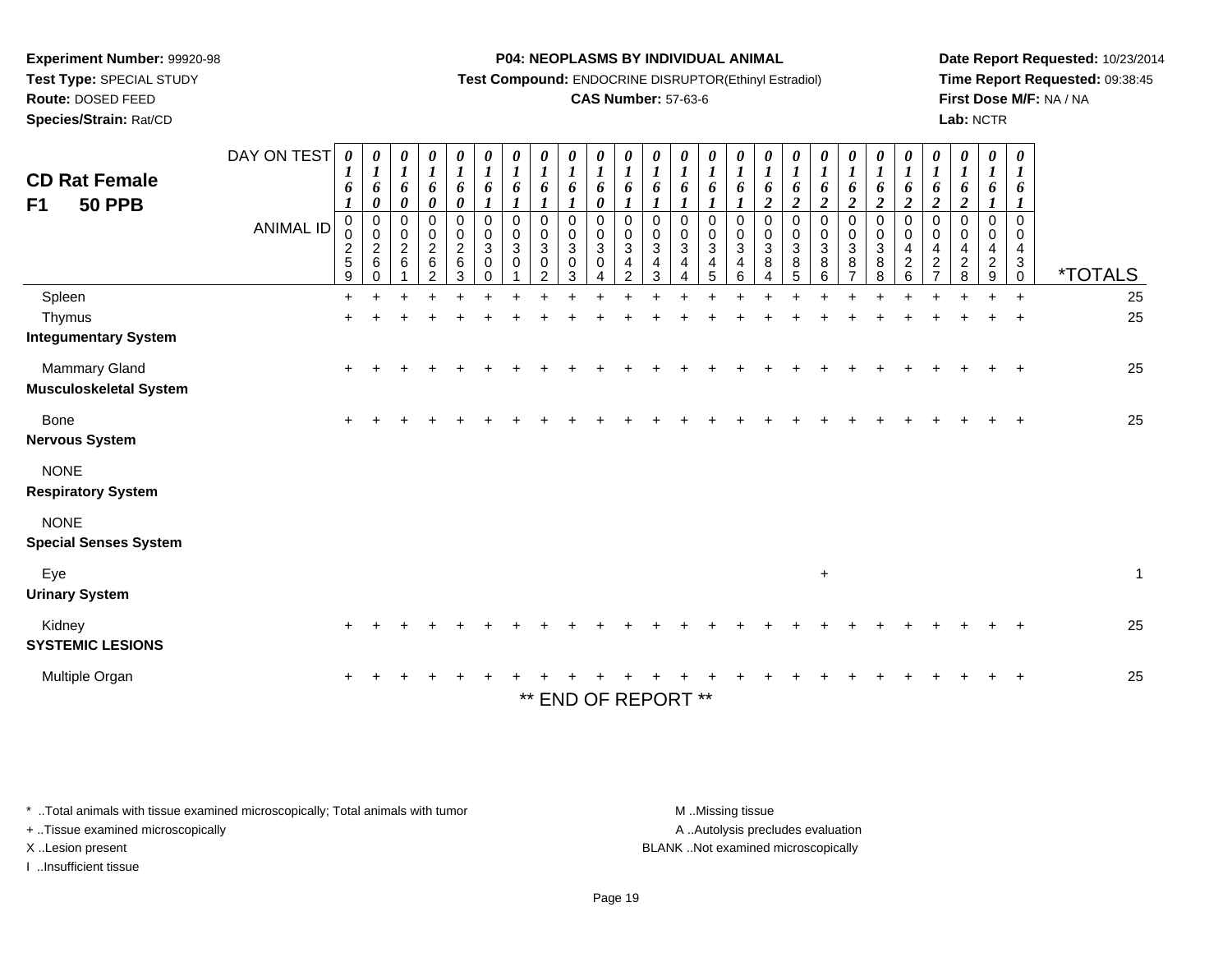**Experiment Number:** 99920-98
**Test Type:** SPECIAL STUDY
**Route:** DOSED FEED
**Species/Strain:** Rat/CD

**P04: NEOPLASMS BY INDIVIDUAL ANIMAL**
**Test Compound:** ENDOCRINE DISRUPTOR(Ethinyl Estradiol)
**CAS Number:** 57-63-6

**Date Report Requested:** 10/23/2014
**Time Report Requested:** 09:38:45
**First Dose M/F:** NA / NA
**Lab:** NCTR

## CD Rat Female F1 50 PPB

| DAY ON TEST | 0161 | 0160 | 0160 | 0160 | 0160 | 0161 | 0161 | 0161 | 0161 | 0160 | 0161 | 0161 | 0161 | 0161 | 0161 | 0162 | 0162 | 0162 | 0162 | 0162 | 0162 | 0162 | 0162 | 0161 | 0161 | |
|---|---|---|---|---|---|---|---|---|---|---|---|---|---|---|---|---|---|---|---|---|---|---|---|---|---|---|
| **ANIMAL ID** | 00259 | 00260 | 00261 | 00262 | 00263 | 00300 | 00301 | 00302 | 00303 | 00304 | 00342 | 00343 | 00344 | 00345 | 00346 | 00384 | 00385 | 00386 | 00387 | 00388 | 00426 | 00427 | 00428 | 00429 | 00430 | ***TOTALS** |
| Spleen | + | + | + | + | + | + | + | + | + | + | + | + | + | + | + | + | + | + | + | + | + | + | + | + | + | 25 |
| Thymus | + | + | + | + | + | + | + | + | + | + | + | + | + | + | + | + | + | + | + | + | + | + | + | + | + | 25 |
| **Integumentary System** | | | | | | | | | | | | | | | | | | | | | | | | | | |
| Mammary Gland | + | + | + | + | + | + | + | + | + | + | + | + | + | + | + | + | + | + | + | + | + | + | + | + | + | 25 |
| **Musculoskeletal System** | | | | | | | | | | | | | | | | | | | | | | | | | | |
| Bone | + | + | + | + | + | + | + | + | + | + | + | + | + | + | + | + | + | + | + | + | + | + | + | + | + | 25 |
| **Nervous System** | | | | | | | | | | | | | | | | | | | | | | | | | | |
| NONE | | | | | | | | | | | | | | | | | | | | | | | | | | |
| **Respiratory System** | | | | | | | | | | | | | | | | | | | | | | | | | | |
| NONE | | | | | | | | | | | | | | | | | | | | | | | | | | |
| **Special Senses System** | | | | | | | | | | | | | | | | | | | | | | | | | | |
| Eye | | | | | | | | | | | | | | | | | | + | | | | | | | | 1 |
| **Urinary System** | | | | | | | | | | | | | | | | | | | | | | | | | | |
| Kidney | + | + | + | + | + | + | + | + | + | + | + | + | + | + | + | + | + | + | + | + | + | + | + | + | + | 25 |
| **SYSTEMIC LESIONS** | | | | | | | | | | | | | | | | | | | | | | | | | | |
| Multiple Organ | + | + | + | + | + | + | + | + | + | + | + | + | + | + | + | + | + | + | + | + | + | + | + | + | + | 25 |

** END OF REPORT **

* ..Total animals with tissue examined microscopically; Total animals with tumor
+ ..Tissue examined microscopically
X ..Lesion present
I ..Insufficient tissue

M ..Missing tissue
A ..Autolysis precludes evaluation
BLANK ..Not examined microscopically